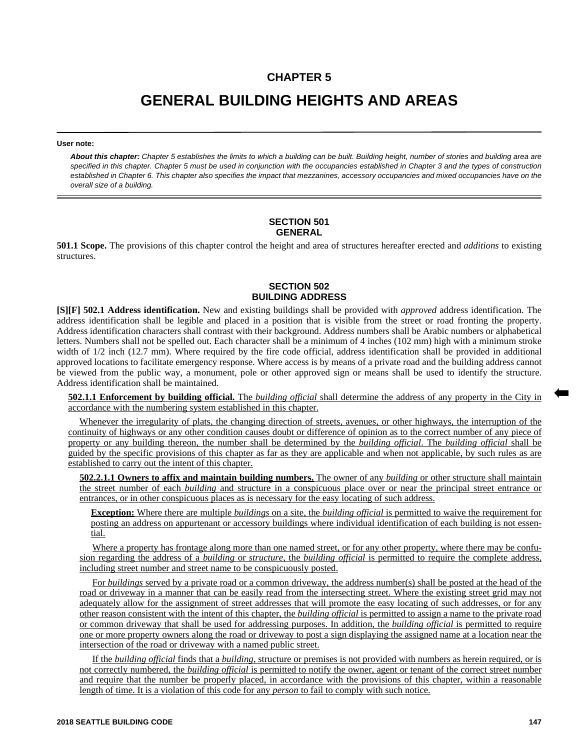# CHAPTER 5

# GENERAL BUILDING HEIGHTS AND AREAS

**User note:**

***About this chapter:*** *Chapter 5 establishes the limits to which a building can be built. Building height, number of stories and building area are specified in this chapter. Chapter 5 must be used in conjunction with the occupancies established in Chapter 3 and the types of construction established in Chapter 6. This chapter also specifies the impact that mezzanines, accessory occupancies and mixed occupancies have on the overall size of a building.*

## SECTION 501 GENERAL

**501.1 Scope.** The provisions of this chapter control the height and area of structures hereafter erected and *additions* to existing structures.

## SECTION 502 BUILDING ADDRESS

**[S][F] 502.1 Address identification.** New and existing buildings shall be provided with *approved* address identification. The address identification shall be legible and placed in a position that is visible from the street or road fronting the property. Address identification characters shall contrast with their background. Address numbers shall be Arabic numbers or alphabetical letters. Numbers shall not be spelled out. Each character shall be a minimum of 4 inches (102 mm) high with a minimum stroke width of 1/2 inch (12.7 mm). Where required by the fire code official, address identification shall be provided in additional approved locations to facilitate emergency response. Where access is by means of a private road and the building address cannot be viewed from the public way, a monument, pole or other approved sign or means shall be used to identify the structure. Address identification shall be maintained.

<u>**502.1.1 Enforcement by building official.** The *building official* shall determine the address of any property in the City in accordance with the numbering system established in this chapter.</u>

<u>Whenever the irregularity of plats, the changing direction of streets, avenues, or other highways, the interruption of the continuity of highways or any other condition causes doubt or difference of opinion as to the correct number of any piece of property or any building thereon, the number shall be determined by the *building official*. The *building official* shall be guided by the specific provisions of this chapter as far as they are applicable and when not applicable, by such rules as are established to carry out the intent of this chapter.</u>

<u>**502.2.1.1 Owners to affix and maintain building numbers.** The owner of any *building* or other structure shall maintain the street number of each *building* and structure in a conspicuous place over or near the principal street entrance or entrances, or in other conspicuous places as is necessary for the easy locating of such address.</u>

<u>**Exception:** Where there are multiple *buildings* on a site, the *building official* is permitted to waive the requirement for posting an address on appurtenant or accessory buildings where individual identification of each building is not essential.</u>

<u>Where a property has frontage along more than one named street, or for any other property, where there may be confusion regarding the address of a *building* or *structure*, the *building official* is permitted to require the complete address, including street number and street name to be conspicuously posted.</u>

<u>For *buildings* served by a private road or a common driveway, the address number(s) shall be posted at the head of the road or driveway in a manner that can be easily read from the intersecting street. Where the existing street grid may not adequately allow for the assignment of street addresses that will promote the easy locating of such addresses, or for any other reason consistent with the intent of this chapter, the *building official* is permitted to assign a name to the private road or common driveway that shall be used for addressing purposes. In addition, the *building official* is permitted to require one or more property owners along the road or driveway to post a sign displaying the assigned name at a location near the intersection of the road or driveway with a named public street.</u>

<u>If the *building official* finds that a *building*, structure or premises is not provided with numbers as herein required, or is not correctly numbered, the *building official* is permitted to notify the owner, agent or tenant of the correct street number and require that the number be properly placed, in accordance with the provisions of this chapter, within a reasonable length of time. It is a violation of this code for any *person* to fail to comply with such notice.</u>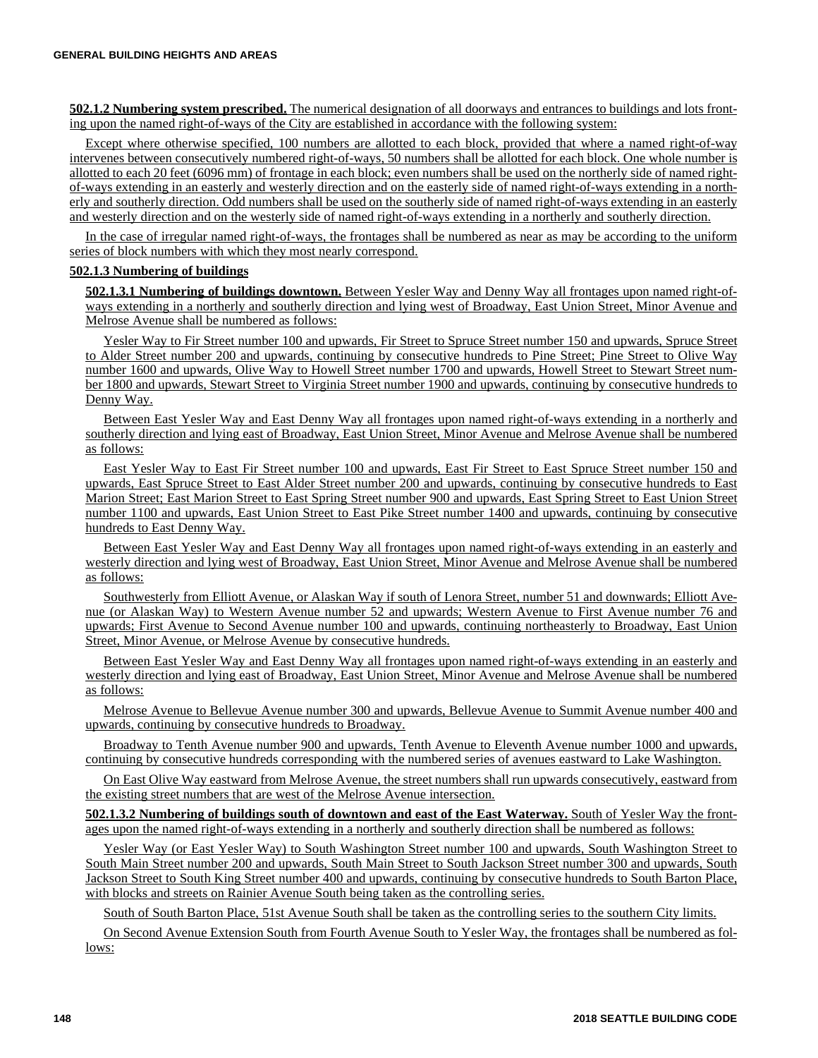**502.1.2 Numbering system prescribed.** The numerical designation of all doorways and entrances to buildings and lots fronting upon the named right-of-ways of the City are established in accordance with the following system:

Except where otherwise specified, 100 numbers are allotted to each block, provided that where a named right-of-way intervenes between consecutively numbered right-of-ways, 50 numbers shall be allotted for each block. One whole number is allotted to each 20 feet (6096 mm) of frontage in each block; even numbers shall be used on the northerly side of named right-of-ways extending in an easterly and westerly direction and on the easterly side of named right-of-ways extending in a northerly and southerly direction. Odd numbers shall be used on the southerly side of named right-of-ways extending in an easterly and westerly direction and on the westerly side of named right-of-ways extending in a northerly and southerly direction.

In the case of irregular named right-of-ways, the frontages shall be numbered as near as may be according to the uniform series of block numbers with which they most nearly correspond.

**502.1.3 Numbering of buildings**

**502.1.3.1 Numbering of buildings downtown.** Between Yesler Way and Denny Way all frontages upon named right-of-ways extending in a northerly and southerly direction and lying west of Broadway, East Union Street, Minor Avenue and Melrose Avenue shall be numbered as follows:

Yesler Way to Fir Street number 100 and upwards, Fir Street to Spruce Street number 150 and upwards, Spruce Street to Alder Street number 200 and upwards, continuing by consecutive hundreds to Pine Street; Pine Street to Olive Way number 1600 and upwards, Olive Way to Howell Street number 1700 and upwards, Howell Street to Stewart Street number 1800 and upwards, Stewart Street to Virginia Street number 1900 and upwards, continuing by consecutive hundreds to Denny Way.

Between East Yesler Way and East Denny Way all frontages upon named right-of-ways extending in a northerly and southerly direction and lying east of Broadway, East Union Street, Minor Avenue and Melrose Avenue shall be numbered as follows:

East Yesler Way to East Fir Street number 100 and upwards, East Fir Street to East Spruce Street number 150 and upwards, East Spruce Street to East Alder Street number 200 and upwards, continuing by consecutive hundreds to East Marion Street; East Marion Street to East Spring Street number 900 and upwards, East Spring Street to East Union Street number 1100 and upwards, East Union Street to East Pike Street number 1400 and upwards, continuing by consecutive hundreds to East Denny Way.

Between East Yesler Way and East Denny Way all frontages upon named right-of-ways extending in an easterly and westerly direction and lying west of Broadway, East Union Street, Minor Avenue and Melrose Avenue shall be numbered as follows:

Southwesterly from Elliott Avenue, or Alaskan Way if south of Lenora Street, number 51 and downwards; Elliott Avenue (or Alaskan Way) to Western Avenue number 52 and upwards; Western Avenue to First Avenue number 76 and upwards; First Avenue to Second Avenue number 100 and upwards, continuing northeasterly to Broadway, East Union Street, Minor Avenue, or Melrose Avenue by consecutive hundreds.

Between East Yesler Way and East Denny Way all frontages upon named right-of-ways extending in an easterly and westerly direction and lying east of Broadway, East Union Street, Minor Avenue and Melrose Avenue shall be numbered as follows:

Melrose Avenue to Bellevue Avenue number 300 and upwards, Bellevue Avenue to Summit Avenue number 400 and upwards, continuing by consecutive hundreds to Broadway.

Broadway to Tenth Avenue number 900 and upwards, Tenth Avenue to Eleventh Avenue number 1000 and upwards, continuing by consecutive hundreds corresponding with the numbered series of avenues eastward to Lake Washington.

On East Olive Way eastward from Melrose Avenue, the street numbers shall run upwards consecutively, eastward from the existing street numbers that are west of the Melrose Avenue intersection.

**502.1.3.2 Numbering of buildings south of downtown and east of the East Waterway.** South of Yesler Way the frontages upon the named right-of-ways extending in a northerly and southerly direction shall be numbered as follows:

Yesler Way (or East Yesler Way) to South Washington Street number 100 and upwards, South Washington Street to South Main Street number 200 and upwards, South Main Street to South Jackson Street number 300 and upwards, South Jackson Street to South King Street number 400 and upwards, continuing by consecutive hundreds to South Barton Place, with blocks and streets on Rainier Avenue South being taken as the controlling series.

South of South Barton Place, 51st Avenue South shall be taken as the controlling series to the southern City limits.

On Second Avenue Extension South from Fourth Avenue South to Yesler Way, the frontages shall be numbered as follows: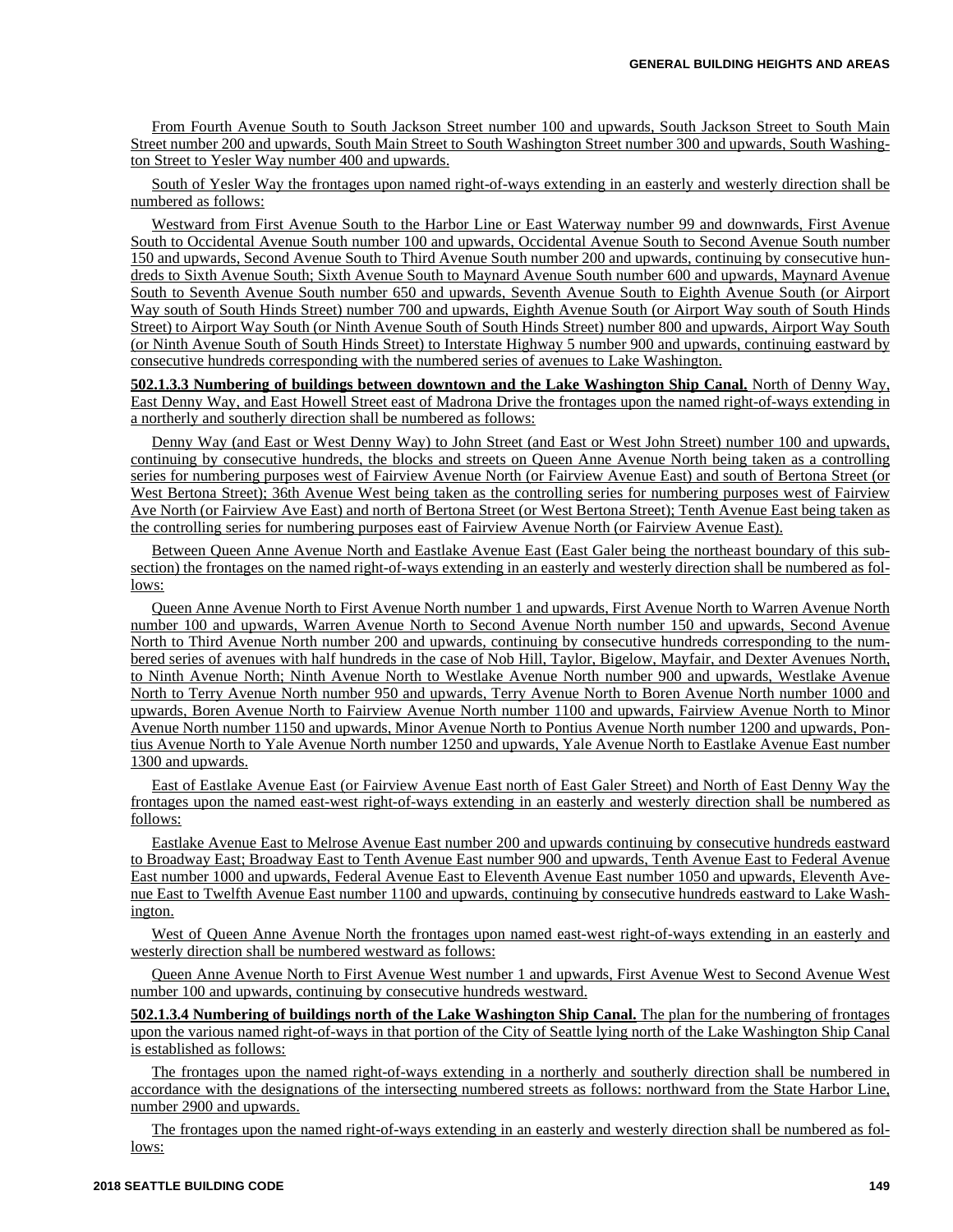From Fourth Avenue South to South Jackson Street number 100 and upwards, South Jackson Street to South Main Street number 200 and upwards, South Main Street to South Washington Street number 300 and upwards, South Washington Street to Yesler Way number 400 and upwards.

South of Yesler Way the frontages upon named right-of-ways extending in an easterly and westerly direction shall be numbered as follows:

Westward from First Avenue South to the Harbor Line or East Waterway number 99 and downwards, First Avenue South to Occidental Avenue South number 100 and upwards, Occidental Avenue South to Second Avenue South number 150 and upwards, Second Avenue South to Third Avenue South number 200 and upwards, continuing by consecutive hundreds to Sixth Avenue South; Sixth Avenue South to Maynard Avenue South number 600 and upwards, Maynard Avenue South to Seventh Avenue South number 650 and upwards, Seventh Avenue South to Eighth Avenue South (or Airport Way south of South Hinds Street) number 700 and upwards, Eighth Avenue South (or Airport Way south of South Hinds Street) to Airport Way South (or Ninth Avenue South of South Hinds Street) number 800 and upwards, Airport Way South (or Ninth Avenue South of South Hinds Street) to Interstate Highway 5 number 900 and upwards, continuing eastward by consecutive hundreds corresponding with the numbered series of avenues to Lake Washington.

**502.1.3.3 Numbering of buildings between downtown and the Lake Washington Ship Canal.** North of Denny Way, East Denny Way, and East Howell Street east of Madrona Drive the frontages upon the named right-of-ways extending in a northerly and southerly direction shall be numbered as follows:

Denny Way (and East or West Denny Way) to John Street (and East or West John Street) number 100 and upwards, continuing by consecutive hundreds, the blocks and streets on Queen Anne Avenue North being taken as a controlling series for numbering purposes west of Fairview Avenue North (or Fairview Avenue East) and south of Bertona Street (or West Bertona Street); 36th Avenue West being taken as the controlling series for numbering purposes west of Fairview Ave North (or Fairview Ave East) and north of Bertona Street (or West Bertona Street); Tenth Avenue East being taken as the controlling series for numbering purposes east of Fairview Avenue North (or Fairview Avenue East).

Between Queen Anne Avenue North and Eastlake Avenue East (East Galer being the northeast boundary of this subsection) the frontages on the named right-of-ways extending in an easterly and westerly direction shall be numbered as follows:

Queen Anne Avenue North to First Avenue North number 1 and upwards, First Avenue North to Warren Avenue North number 100 and upwards, Warren Avenue North to Second Avenue North number 150 and upwards, Second Avenue North to Third Avenue North number 200 and upwards, continuing by consecutive hundreds corresponding to the numbered series of avenues with half hundreds in the case of Nob Hill, Taylor, Bigelow, Mayfair, and Dexter Avenues North, to Ninth Avenue North; Ninth Avenue North to Westlake Avenue North number 900 and upwards, Westlake Avenue North to Terry Avenue North number 950 and upwards, Terry Avenue North to Boren Avenue North number 1000 and upwards, Boren Avenue North to Fairview Avenue North number 1100 and upwards, Fairview Avenue North to Minor Avenue North number 1150 and upwards, Minor Avenue North to Pontius Avenue North number 1200 and upwards, Pontius Avenue North to Yale Avenue North number 1250 and upwards, Yale Avenue North to Eastlake Avenue East number 1300 and upwards.

East of Eastlake Avenue East (or Fairview Avenue East north of East Galer Street) and North of East Denny Way the frontages upon the named east-west right-of-ways extending in an easterly and westerly direction shall be numbered as follows:

Eastlake Avenue East to Melrose Avenue East number 200 and upwards continuing by consecutive hundreds eastward to Broadway East; Broadway East to Tenth Avenue East number 900 and upwards, Tenth Avenue East to Federal Avenue East number 1000 and upwards, Federal Avenue East to Eleventh Avenue East number 1050 and upwards, Eleventh Avenue East to Twelfth Avenue East number 1100 and upwards, continuing by consecutive hundreds eastward to Lake Washington.

West of Queen Anne Avenue North the frontages upon named east-west right-of-ways extending in an easterly and westerly direction shall be numbered westward as follows:

Queen Anne Avenue North to First Avenue West number 1 and upwards, First Avenue West to Second Avenue West number 100 and upwards, continuing by consecutive hundreds westward.

**502.1.3.4 Numbering of buildings north of the Lake Washington Ship Canal.** The plan for the numbering of frontages upon the various named right-of-ways in that portion of the City of Seattle lying north of the Lake Washington Ship Canal is established as follows:

The frontages upon the named right-of-ways extending in a northerly and southerly direction shall be numbered in accordance with the designations of the intersecting numbered streets as follows: northward from the State Harbor Line, number 2900 and upwards.

The frontages upon the named right-of-ways extending in an easterly and westerly direction shall be numbered as follows: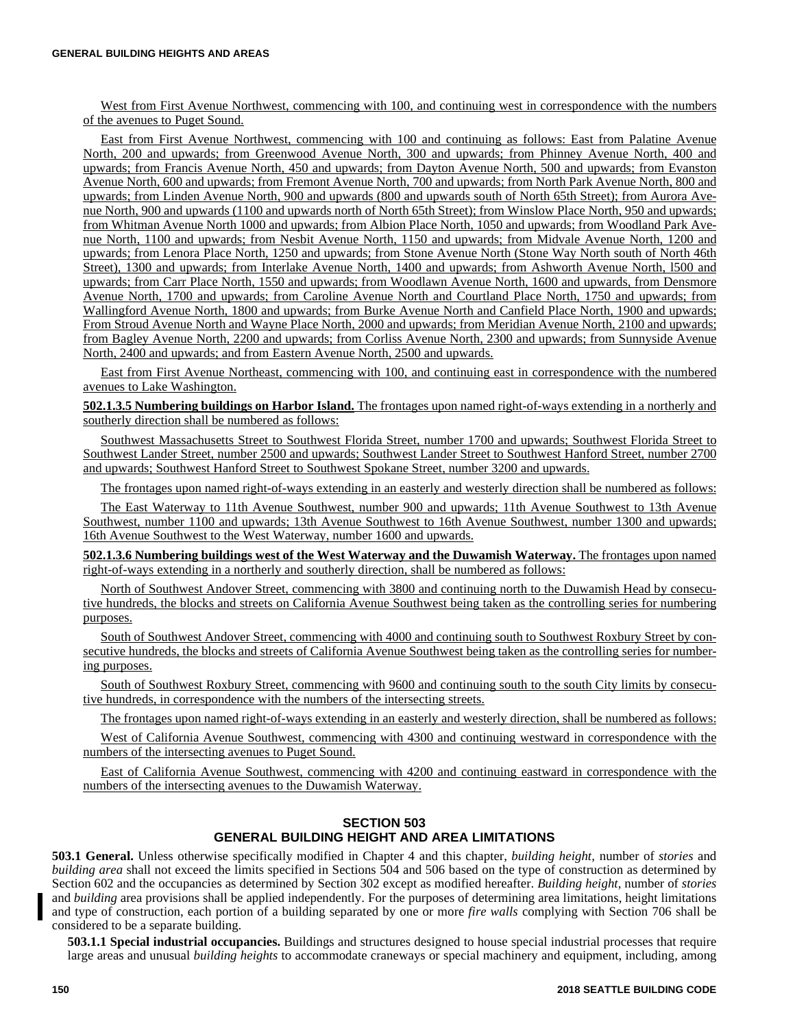West from First Avenue Northwest, commencing with 100, and continuing west in correspondence with the numbers of the avenues to Puget Sound.

East from First Avenue Northwest, commencing with 100 and continuing as follows: East from Palatine Avenue North, 200 and upwards; from Greenwood Avenue North, 300 and upwards; from Phinney Avenue North, 400 and upwards; from Francis Avenue North, 450 and upwards; from Dayton Avenue North, 500 and upwards; from Evanston Avenue North, 600 and upwards; from Fremont Avenue North, 700 and upwards; from North Park Avenue North, 800 and upwards; from Linden Avenue North, 900 and upwards (800 and upwards south of North 65th Street); from Aurora Avenue North, 900 and upwards (1100 and upwards north of North 65th Street); from Winslow Place North, 950 and upwards; from Whitman Avenue North 1000 and upwards; from Albion Place North, 1050 and upwards; from Woodland Park Avenue North, 1100 and upwards; from Nesbit Avenue North, 1150 and upwards; from Midvale Avenue North, 1200 and upwards; from Lenora Place North, 1250 and upwards; from Stone Avenue North (Stone Way North south of North 46th Street), 1300 and upwards; from Interlake Avenue North, 1400 and upwards; from Ashworth Avenue North, l500 and upwards; from Carr Place North, 1550 and upwards; from Woodlawn Avenue North, 1600 and upwards, from Densmore Avenue North, 1700 and upwards; from Caroline Avenue North and Courtland Place North, 1750 and upwards; from Wallingford Avenue North, 1800 and upwards; from Burke Avenue North and Canfield Place North, 1900 and upwards; From Stroud Avenue North and Wayne Place North, 2000 and upwards; from Meridian Avenue North, 2100 and upwards; from Bagley Avenue North, 2200 and upwards; from Corliss Avenue North, 2300 and upwards; from Sunnyside Avenue North, 2400 and upwards; and from Eastern Avenue North, 2500 and upwards.

East from First Avenue Northeast, commencing with 100, and continuing east in correspondence with the numbered avenues to Lake Washington.

**502.1.3.5 Numbering buildings on Harbor Island.** The frontages upon named right-of-ways extending in a northerly and southerly direction shall be numbered as follows:

Southwest Massachusetts Street to Southwest Florida Street, number 1700 and upwards; Southwest Florida Street to Southwest Lander Street, number 2500 and upwards; Southwest Lander Street to Southwest Hanford Street, number 2700 and upwards; Southwest Hanford Street to Southwest Spokane Street, number 3200 and upwards.

The frontages upon named right-of-ways extending in an easterly and westerly direction shall be numbered as follows:

The East Waterway to 11th Avenue Southwest, number 900 and upwards; 11th Avenue Southwest to 13th Avenue Southwest, number 1100 and upwards; 13th Avenue Southwest to 16th Avenue Southwest, number 1300 and upwards; 16th Avenue Southwest to the West Waterway, number 1600 and upwards.

**502.1.3.6 Numbering buildings west of the West Waterway and the Duwamish Waterway.** The frontages upon named right-of-ways extending in a northerly and southerly direction, shall be numbered as follows:

North of Southwest Andover Street, commencing with 3800 and continuing north to the Duwamish Head by consecutive hundreds, the blocks and streets on California Avenue Southwest being taken as the controlling series for numbering purposes.

South of Southwest Andover Street, commencing with 4000 and continuing south to Southwest Roxbury Street by consecutive hundreds, the blocks and streets of California Avenue Southwest being taken as the controlling series for numbering purposes.

South of Southwest Roxbury Street, commencing with 9600 and continuing south to the south City limits by consecutive hundreds, in correspondence with the numbers of the intersecting streets.

The frontages upon named right-of-ways extending in an easterly and westerly direction, shall be numbered as follows:

West of California Avenue Southwest, commencing with 4300 and continuing westward in correspondence with the numbers of the intersecting avenues to Puget Sound.

East of California Avenue Southwest, commencing with 4200 and continuing eastward in correspondence with the numbers of the intersecting avenues to the Duwamish Waterway.

## SECTION 503
## GENERAL BUILDING HEIGHT AND AREA LIMITATIONS

**503.1 General.** Unless otherwise specifically modified in Chapter 4 and this chapter, *building height,* number of *stories* and *building area* shall not exceed the limits specified in Sections 504 and 506 based on the type of construction as determined by Section 602 and the occupancies as determined by Section 302 except as modified hereafter. *Building height*, number of *stories* and *building* area provisions shall be applied independently. For the purposes of determining area limitations, height limitations and type of construction, each portion of a building separated by one or more *fire walls* complying with Section 706 shall be considered to be a separate building.

**503.1.1 Special industrial occupancies.** Buildings and structures designed to house special industrial processes that require large areas and unusual *building heights* to accommodate craneways or special machinery and equipment, including, among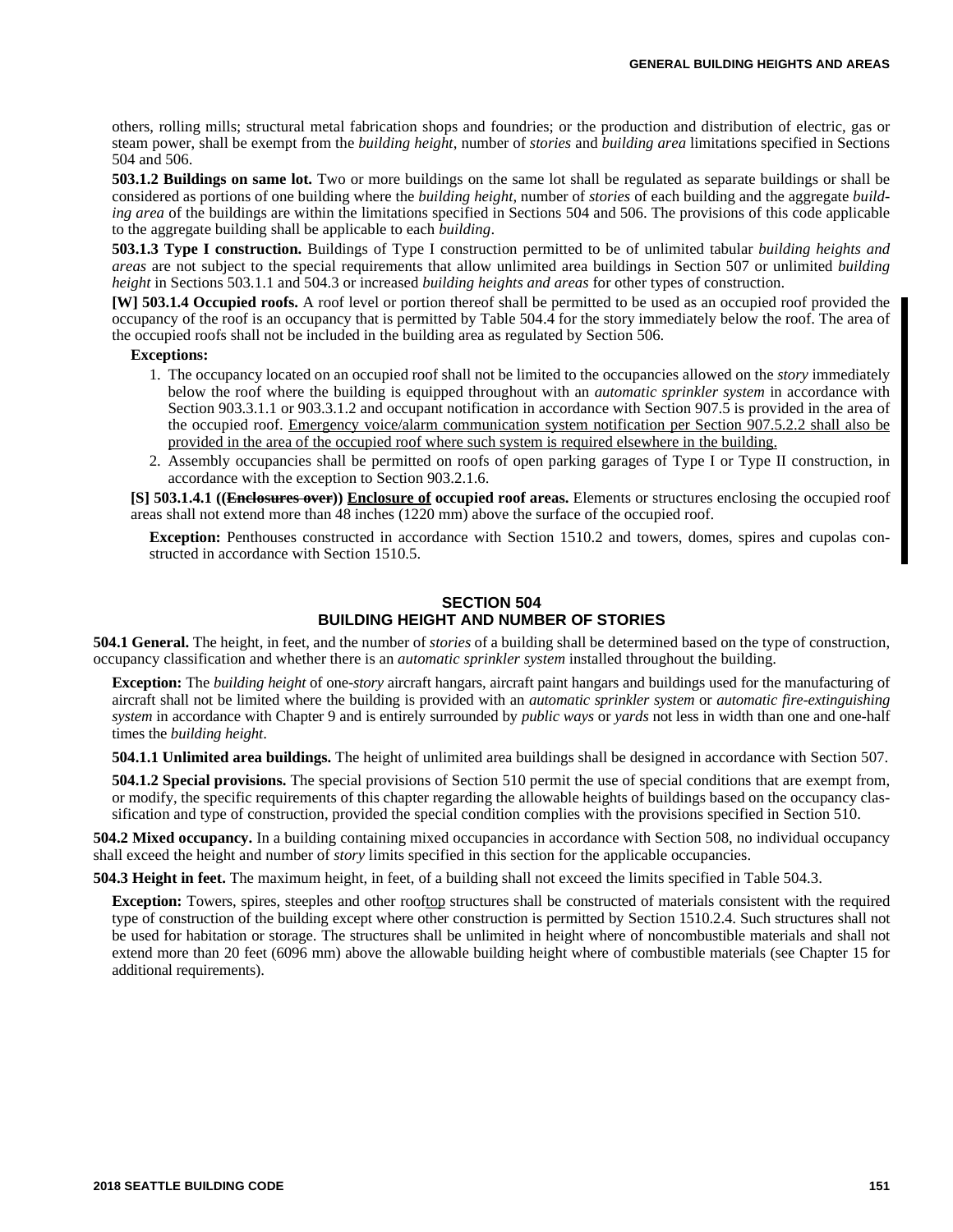others, rolling mills; structural metal fabrication shops and foundries; or the production and distribution of electric, gas or steam power, shall be exempt from the *building height*, number of *stories* and *building area* limitations specified in Sections 504 and 506.

**503.1.2 Buildings on same lot.** Two or more buildings on the same lot shall be regulated as separate buildings or shall be considered as portions of one building where the *building height*, number of *stories* of each building and the aggregate *building area* of the buildings are within the limitations specified in Sections 504 and 506. The provisions of this code applicable to the aggregate building shall be applicable to each *building*.

**503.1.3 Type I construction.** Buildings of Type I construction permitted to be of unlimited tabular *building heights and areas* are not subject to the special requirements that allow unlimited area buildings in Section 507 or unlimited *building height* in Sections 503.1.1 and 504.3 or increased *building heights and areas* for other types of construction.

**[W] 503.1.4 Occupied roofs.** A roof level or portion thereof shall be permitted to be used as an occupied roof provided the occupancy of the roof is an occupancy that is permitted by Table 504.4 for the story immediately below the roof. The area of the occupied roofs shall not be included in the building area as regulated by Section 506.

**Exceptions:**

1. The occupancy located on an occupied roof shall not be limited to the occupancies allowed on the *story* immediately below the roof where the building is equipped throughout with an *automatic sprinkler system* in accordance with Section 903.3.1.1 or 903.3.1.2 and occupant notification in accordance with Section 907.5 is provided in the area of the occupied roof. <u>Emergency voice/alarm communication system notification per Section 907.5.2.2 shall also be provided in the area of the occupied roof where such system is required elsewhere in the building.</u>
2. Assembly occupancies shall be permitted on roofs of open parking garages of Type I or Type II construction, in accordance with the exception to Section 903.2.1.6.

**[S] 503.1.4.1 ((~~Enclosures over~~)) <u>Enclosure of</u> occupied roof areas.** Elements or structures enclosing the occupied roof areas shall not extend more than 48 inches (1220 mm) above the surface of the occupied roof.

**Exception:** Penthouses constructed in accordance with Section 1510.2 and towers, domes, spires and cupolas constructed in accordance with Section 1510.5.

## SECTION 504
## BUILDING HEIGHT AND NUMBER OF STORIES

**504.1 General.** The height, in feet, and the number of *stories* of a building shall be determined based on the type of construction, occupancy classification and whether there is an *automatic sprinkler system* installed throughout the building.

**Exception:** The *building height* of one-*story* aircraft hangars, aircraft paint hangars and buildings used for the manufacturing of aircraft shall not be limited where the building is provided with an *automatic sprinkler system* or *automatic fire-extinguishing system* in accordance with Chapter 9 and is entirely surrounded by *public ways* or *yards* not less in width than one and one-half times the *building height*.

**504.1.1 Unlimited area buildings.** The height of unlimited area buildings shall be designed in accordance with Section 507.

**504.1.2 Special provisions.** The special provisions of Section 510 permit the use of special conditions that are exempt from, or modify, the specific requirements of this chapter regarding the allowable heights of buildings based on the occupancy classification and type of construction, provided the special condition complies with the provisions specified in Section 510.

**504.2 Mixed occupancy.** In a building containing mixed occupancies in accordance with Section 508, no individual occupancy shall exceed the height and number of *story* limits specified in this section for the applicable occupancies.

**504.3 Height in feet.** The maximum height, in feet, of a building shall not exceed the limits specified in Table 504.3.

**Exception:** Towers, spires, steeples and other roof<u>top</u> structures shall be constructed of materials consistent with the required type of construction of the building except where other construction is permitted by Section 1510.2.4. Such structures shall not be used for habitation or storage. The structures shall be unlimited in height where of noncombustible materials and shall not extend more than 20 feet (6096 mm) above the allowable building height where of combustible materials (see Chapter 15 for additional requirements).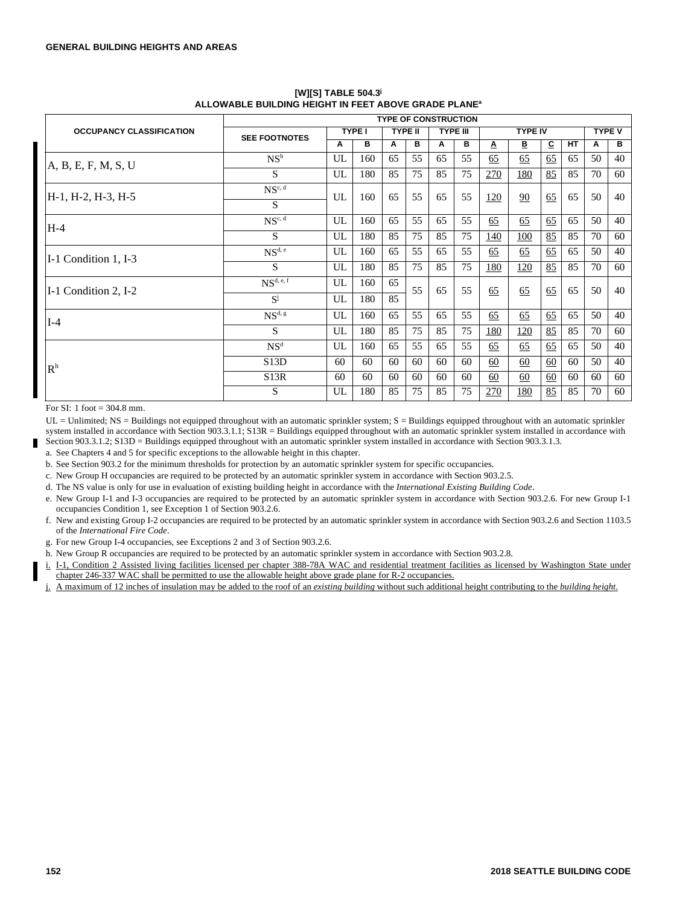**[W][S] TABLE 504.3[j]**
**ALLOWABLE BUILDING HEIGHT IN FEET ABOVE GRADE PLANE[a]**

| OCCUPANCY CLASSIFICATION | SEE FOOTNOTES | TYPE I | | TYPE II | | TYPE III | | TYPE IV | | | | TYPE V | |
|---|---|---|---|---|---|---|---|---|---|---|---|---|---|
| | | A | B | A | B | A | B | A | B | C | HT | A | B |
| A, B, E, F, M, S, U | NS[b] | UL | 160 | 65 | 55 | 65 | 55 | 65 | 65 | 65 | 65 | 50 | 40 |
| | S | UL | 180 | 85 | 75 | 85 | 75 | 270 | 180 | 85 | 85 | 70 | 60 |
| H-1, H-2, H-3, H-5 | NS[c, d] | UL | 160 | 65 | 55 | 65 | 55 | 120 | 90 | 65 | 65 | 50 | 40 |
| | S | | | | | | | | | | | | |
| H-4 | NS[c, d] | UL | 160 | 65 | 55 | 65 | 55 | 65 | 65 | 65 | 65 | 50 | 40 |
| | S | UL | 180 | 85 | 75 | 85 | 75 | 140 | 100 | 85 | 85 | 70 | 60 |
| I-1 Condition 1, I-3 | NS[d, e] | UL | 160 | 65 | 55 | 65 | 55 | 65 | 65 | 65 | 65 | 50 | 40 |
| | S | UL | 180 | 85 | 75 | 85 | 75 | 180 | 120 | 85 | 85 | 70 | 60 |
| I-1 Condition 2, I-2 | NS[d, e, f] | UL | 160 | 65 | 55 | 65 | 55 | 65 | 65 | 65 | 65 | 50 | 40 |
| | S[i] | UL | 180 | 85 | | | | | | | | | |
| I-4 | NS[d, g] | UL | 160 | 65 | 55 | 65 | 55 | 65 | 65 | 65 | 65 | 50 | 40 |
| | S | UL | 180 | 85 | 75 | 85 | 75 | 180 | 120 | 85 | 85 | 70 | 60 |
| R[h] | NS[d] | UL | 160 | 65 | 55 | 65 | 55 | 65 | 65 | 65 | 65 | 50 | 40 |
| | S13D | 60 | 60 | 60 | 60 | 60 | 60 | 60 | 60 | 60 | 60 | 50 | 40 |
| | S13R | 60 | 60 | 60 | 60 | 60 | 60 | 60 | 60 | 60 | 60 | 60 | 60 |
| | S | UL | 180 | 85 | 75 | 85 | 75 | 270 | 180 | 85 | 85 | 70 | 60 |

For SI: 1 foot = 304.8 mm.

UL = Unlimited; NS = Buildings not equipped throughout with an automatic sprinkler system; S = Buildings equipped throughout with an automatic sprinkler system installed in accordance with Section 903.3.1.1; S13R = Buildings equipped throughout with an automatic sprinkler system installed in accordance with Section 903.3.1.2; S13D = Buildings equipped throughout with an automatic sprinkler system installed in accordance with Section 903.3.1.3.

a. See Chapters 4 and 5 for specific exceptions to the allowable height in this chapter.

b. See Section 903.2 for the minimum thresholds for protection by an automatic sprinkler system for specific occupancies.

c. New Group H occupancies are required to be protected by an automatic sprinkler system in accordance with Section 903.2.5.

d. The NS value is only for use in evaluation of existing building height in accordance with the *International Existing Building Code*.

e. New Group I-1 and I-3 occupancies are required to be protected by an automatic sprinkler system in accordance with Section 903.2.6. For new Group I-1 occupancies Condition 1, see Exception 1 of Section 903.2.6.

f. New and existing Group I-2 occupancies are required to be protected by an automatic sprinkler system in accordance with Section 903.2.6 and Section 1103.5 of the *International Fire Code*.

g. For new Group I-4 occupancies, see Exceptions 2 and 3 of Section 903.2.6.

h. New Group R occupancies are required to be protected by an automatic sprinkler system in accordance with Section 903.2.8.

i. I-1, Condition 2 Assisted living facilities licensed per chapter 388-78A WAC and residential treatment facilities as licensed by Washington State under chapter 246-337 WAC shall be permitted to use the allowable height above grade plane for R-2 occupancies.

j. A maximum of 12 inches of insulation may be added to the roof of an *existing building* without such additional height contributing to the *building height*.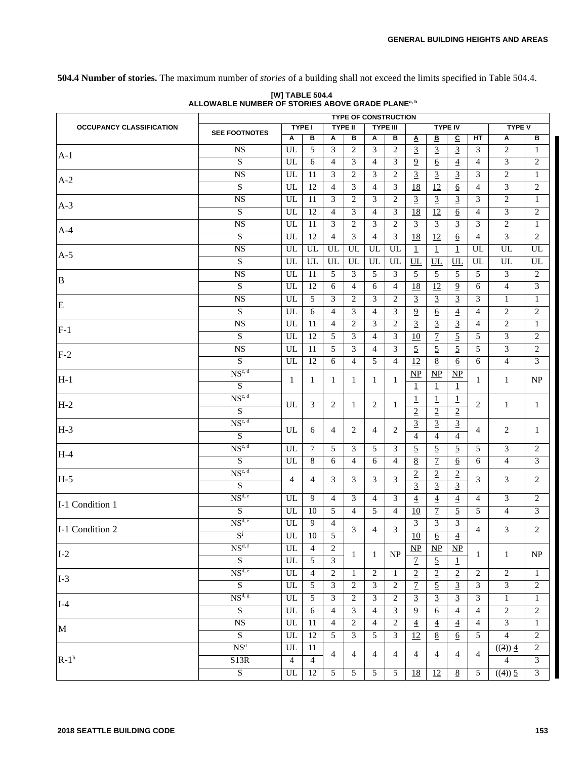**504.4 Number of stories.** The maximum number of *stories* of a building shall not exceed the limits specified in Table 504.4.

**[W] TABLE 504.4**
**ALLOWABLE NUMBER OF STORIES ABOVE GRADE PLANE[a, b]**

| OCCUPANCY CLASSIFICATION | SEE FOOTNOTES | TYPE OF CONSTRUCTION | | | | | | | | | | | |
|---|---|---|---|---|---|---|---|---|---|---|---|---|---|
| | | TYPE I | | TYPE II | | TYPE III | | TYPE IV | | | | TYPE V | |
| | | A | B | A | B | A | B | A | B | C | HT | A | B |
| A-1 | NS | UL | 5 | 3 | 2 | 3 | 2 | 3 | 3 | 3 | 3 | 2 | 1 |
| | S | UL | 6 | 4 | 3 | 4 | 3 | 9 | 6 | 4 | 4 | 3 | 2 |
| A-2 | NS | UL | 11 | 3 | 2 | 3 | 2 | 3 | 3 | 3 | 3 | 2 | 1 |
| | S | UL | 12 | 4 | 3 | 4 | 3 | 18 | 12 | 6 | 4 | 3 | 2 |
| A-3 | NS | UL | 11 | 3 | 2 | 3 | 2 | 3 | 3 | 3 | 3 | 2 | 1 |
| | S | UL | 12 | 4 | 3 | 4 | 3 | 18 | 12 | 6 | 4 | 3 | 2 |
| A-4 | NS | UL | 11 | 3 | 2 | 3 | 2 | 3 | 3 | 3 | 3 | 2 | 1 |
| | S | UL | 12 | 4 | 3 | 4 | 3 | 18 | 12 | 6 | 4 | 3 | 2 |
| A-5 | NS | UL | UL | UL | UL | UL | UL | 1 | 1 | 1 | UL | UL | UL |
| | S | UL | UL | UL | UL | UL | UL | UL | UL | UL | UL | UL | UL |
| B | NS | UL | 11 | 5 | 3 | 5 | 3 | 5 | 5 | 5 | 5 | 3 | 2 |
| | S | UL | 12 | 6 | 4 | 6 | 4 | 18 | 12 | 9 | 6 | 4 | 3 |
| E | NS | UL | 5 | 3 | 2 | 3 | 2 | 3 | 3 | 3 | 3 | 1 | 1 |
| | S | UL | 6 | 4 | 3 | 4 | 3 | 9 | 6 | 4 | 4 | 2 | 2 |
| F-1 | NS | UL | 11 | 4 | 2 | 3 | 2 | 3 | 3 | 3 | 4 | 2 | 1 |
| | S | UL | 12 | 5 | 3 | 4 | 3 | 10 | 7 | 5 | 5 | 3 | 2 |
| F-2 | NS | UL | 11 | 5 | 3 | 4 | 3 | 5 | 5 | 5 | 5 | 3 | 2 |
| | S | UL | 12 | 6 | 4 | 5 | 4 | 12 | 8 | 6 | 6 | 4 | 3 |
| H-1 | NS[c, d] | 1 | 1 | 1 | 1 | 1 | 1 | NP | NP | NP | 1 | 1 | NP |
| | S | | | | | | | 1 | 1 | 1 | | | |
| H-2 | NS[c, d] | UL | 3 | 2 | 1 | 2 | 1 | 1 | 1 | 1 | 2 | 1 | 1 |
| | S | | | | | | | 2 | 2 | 2 | | | |
| H-3 | NS[c, d] | UL | 6 | 4 | 2 | 4 | 2 | 3 | 3 | 3 | 4 | 2 | 1 |
| | S | | | | | | | 4 | 4 | 4 | | | |
| H-4 | NS[c, d] | UL | 7 | 5 | 3 | 5 | 3 | 5 | 5 | 5 | 5 | 3 | 2 |
| | S | UL | 8 | 6 | 4 | 6 | 4 | 8 | 7 | 6 | 6 | 4 | 3 |
| H-5 | NS[c, d] | 4 | 4 | 3 | 3 | 3 | 3 | 2 | 2 | 2 | 3 | 3 | 2 |
| | S | | | | | | | 3 | 3 | 3 | | | |
| I-1 Condition 1 | NS[d, e] | UL | 9 | 4 | 3 | 4 | 3 | 4 | 4 | 4 | 4 | 3 | 2 |
| | S | UL | 10 | 5 | 4 | 5 | 4 | 10 | 7 | 5 | 5 | 4 | 3 |
| I-1 Condition 2 | NS[d, e] | UL | 9 | 4 | 3 | 4 | 3 | 3 | 3 | 3 | 4 | 3 | 2 |
| | S[i] | UL | 10 | 5 | | | | 10 | 6 | 4 | | | |
| I-2 | NS[d, f] | UL | 4 | 2 | 1 | 1 | NP | NP | NP | NP | 1 | 1 | NP |
| | S | UL | 5 | 3 | | | | 7 | 5 | 1 | | | |
| I-3 | NS[d, e] | UL | 4 | 2 | 1 | 2 | 1 | 2 | 2 | 2 | 2 | 2 | 1 |
| | S | UL | 5 | 3 | 2 | 3 | 2 | 7 | 5 | 3 | 3 | 3 | 2 |
| I-4 | NS[d, g] | UL | 5 | 3 | 2 | 3 | 2 | 3 | 3 | 3 | 3 | 1 | 1 |
| | S | UL | 6 | 4 | 3 | 4 | 3 | 9 | 6 | 4 | 4 | 2 | 2 |
| M | NS | UL | 11 | 4 | 2 | 4 | 2 | 4 | 4 | 4 | 4 | 3 | 1 |
| | S | UL | 12 | 5 | 3 | 5 | 3 | 12 | 8 | 6 | 5 | 4 | 2 |
| R-1[h] | NS[d] | UL | 11 | 4 | 4 | 4 | 4 | 4 | 4 | 4 | 4 | ((3)) 4 | 2 |
| | S13R | 4 | 4 | | | | | | | | | 4 | 3 |
| | S | UL | 12 | 5 | 5 | 5 | 5 | 18 | 12 | 8 | 5 | ((4)) 5 | 3 |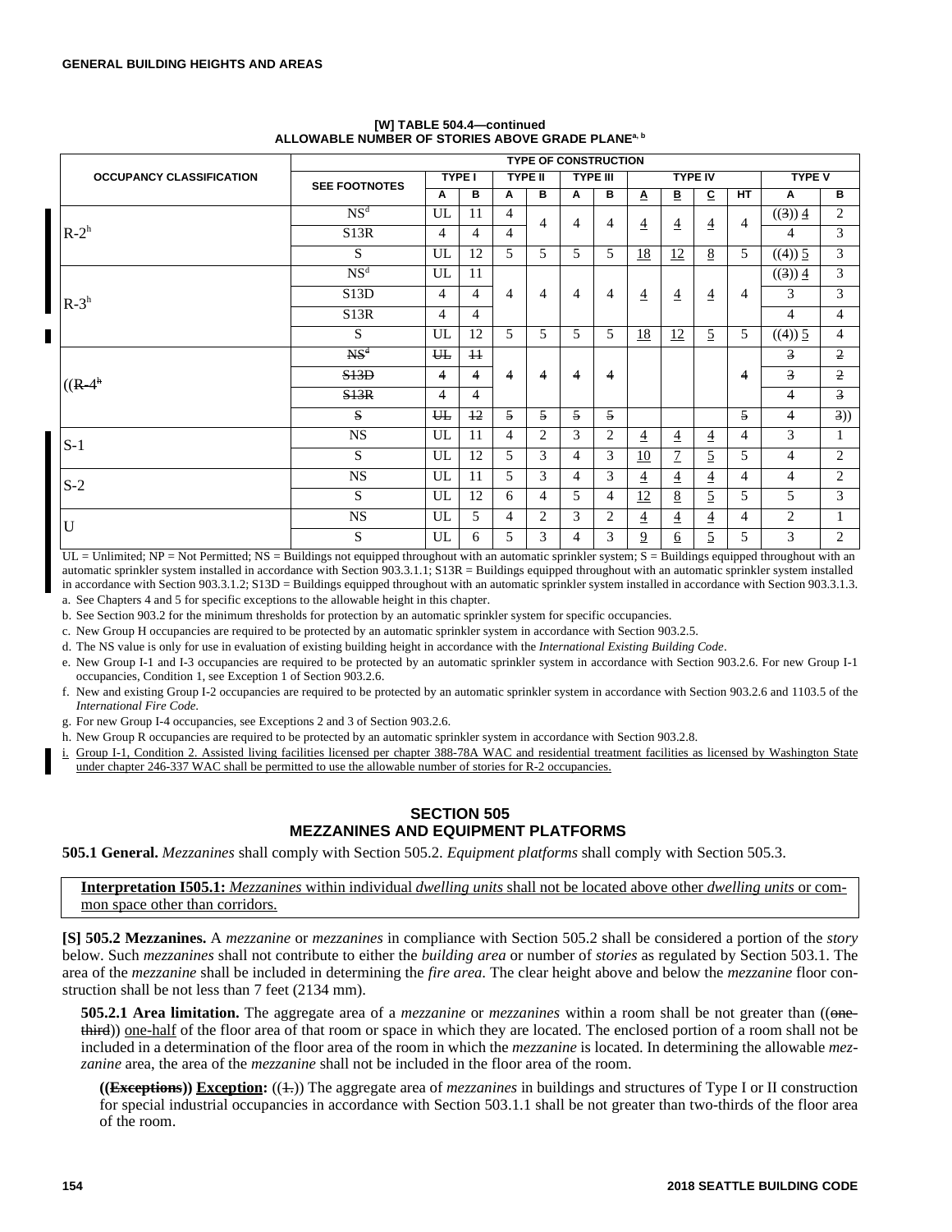**[W] TABLE 504.4—continued**
**ALLOWABLE NUMBER OF STORIES ABOVE GRADE PLANE[a, b]**

| OCCUPANCY CLASSIFICATION | TYPE OF CONSTRUCTION | | | | | | | | | | | | |
|---|---|---|---|---|---|---|---|---|---|---|---|---|---|
| | SEE FOOTNOTES | TYPE I | | TYPE II | | TYPE III | | TYPE IV | | | | TYPE V | |
| | | A | B | A | B | A | B | A | B | C | HT | A | B |
| R-2[h] | NS[d] | UL | 11 | 4 | 4 | 4 | 4 | 4 | 4 | 4 | 4 | ((3)) 4 | 2 |
| | S13R | 4 | 4 | 4 | | | | | | | | 4 | 3 |
| | S | UL | 12 | 5 | 5 | 5 | 5 | 18 | 12 | 8 | 5 | ((4)) 5 | 3 |
| R-3[h] | NS[d] | UL | 11 | 4 | 4 | 4 | 4 | 4 | 4 | 4 | 4 | ((3)) 4 | 3 |
| | S13D | 4 | 4 | | | | | | | | | 3 | 3 |
| | S13R | 4 | 4 | | | | | | | | | 4 | 4 |
| | S | UL | 12 | 5 | 5 | 5 | 5 | 18 | 12 | 5 | 5 | ((4)) 5 | 4 |
| ((R-4[h] | NS[d] | UL | 11 | 4 | 4 | 4 | 4 | | | | 4 | 3 | 2 |
| | S13D | 4 | 4 | | | | | | | | | 3 | 2 |
| | S13R | 4 | 4 | | | | | | | | | 4 | 3 |
| | S | UL | 12 | 5 | 5 | 5 | 5 | | | | 5 | 4 | 3)) |
| S-1 | NS | UL | 11 | 4 | 2 | 3 | 2 | 4 | 4 | 4 | 4 | 3 | 1 |
| | S | UL | 12 | 5 | 3 | 4 | 3 | 10 | 7 | 5 | 5 | 4 | 2 |
| S-2 | NS | UL | 11 | 5 | 3 | 4 | 3 | 4 | 4 | 4 | 4 | 4 | 2 |
| | S | UL | 12 | 6 | 4 | 5 | 4 | 12 | 8 | 5 | 5 | 5 | 3 |
| U | NS | UL | 5 | 4 | 2 | 3 | 2 | 4 | 4 | 4 | 4 | 2 | 1 |
| | S | UL | 6 | 5 | 3 | 4 | 3 | 9 | 6 | 5 | 5 | 3 | 2 |

UL = Unlimited; NP = Not Permitted; NS = Buildings not equipped throughout with an automatic sprinkler system; S = Buildings equipped throughout with an automatic sprinkler system installed in accordance with Section 903.3.1.1; S13R = Buildings equipped throughout with an automatic sprinkler system installed in accordance with Section 903.3.1.2; S13D = Buildings equipped throughout with an automatic sprinkler system installed in accordance with Section 903.3.1.3.

a. See Chapters 4 and 5 for specific exceptions to the allowable height in this chapter.

b. See Section 903.2 for the minimum thresholds for protection by an automatic sprinkler system for specific occupancies.

c. New Group H occupancies are required to be protected by an automatic sprinkler system in accordance with Section 903.2.5.

d. The NS value is only for use in evaluation of existing building height in accordance with the *International Existing Building Code*.

e. New Group I-1 and I-3 occupancies are required to be protected by an automatic sprinkler system in accordance with Section 903.2.6. For new Group I-1 occupancies, Condition 1, see Exception 1 of Section 903.2.6.

f. New and existing Group I-2 occupancies are required to be protected by an automatic sprinkler system in accordance with Section 903.2.6 and 1103.5 of the *International Fire Code.*

g. For new Group I-4 occupancies, see Exceptions 2 and 3 of Section 903.2.6.

h. New Group R occupancies are required to be protected by an automatic sprinkler system in accordance with Section 903.2.8.

i. Group I-1, Condition 2. Assisted living facilities licensed per chapter 388-78A WAC and residential treatment facilities as licensed by Washington State under chapter 246-337 WAC shall be permitted to use the allowable number of stories for R-2 occupancies.

## SECTION 505 MEZZANINES AND EQUIPMENT PLATFORMS

**505.1 General.** *Mezzanines* shall comply with Section 505.2. *Equipment platforms* shall comply with Section 505.3.

**Interpretation I505.1:** *Mezzanines* within individual *dwelling units* shall not be located above other *dwelling units* or common space other than corridors.

**[S] 505.2 Mezzanines.** A *mezzanine* or *mezzanines* in compliance with Section 505.2 shall be considered a portion of the *story* below. Such *mezzanines* shall not contribute to either the *building area* or number of *stories* as regulated by Section 503.1. The area of the *mezzanine* shall be included in determining the *fire area.* The clear height above and below the *mezzanine* floor construction shall be not less than 7 feet (2134 mm).

**505.2.1 Area limitation.** The aggregate area of a *mezzanine* or *mezzanines* within a room shall be not greater than ((one-third)) one-half of the floor area of that room or space in which they are located. The enclosed portion of a room shall not be included in a determination of the floor area of the room in which the *mezzanine* is located. In determining the allowable *mezzanine* area, the area of the *mezzanine* shall not be included in the floor area of the room.

**((Exceptions)) Exception:** ((1.)) The aggregate area of *mezzanines* in buildings and structures of Type I or II construction for special industrial occupancies in accordance with Section 503.1.1 shall be not greater than two-thirds of the floor area of the room.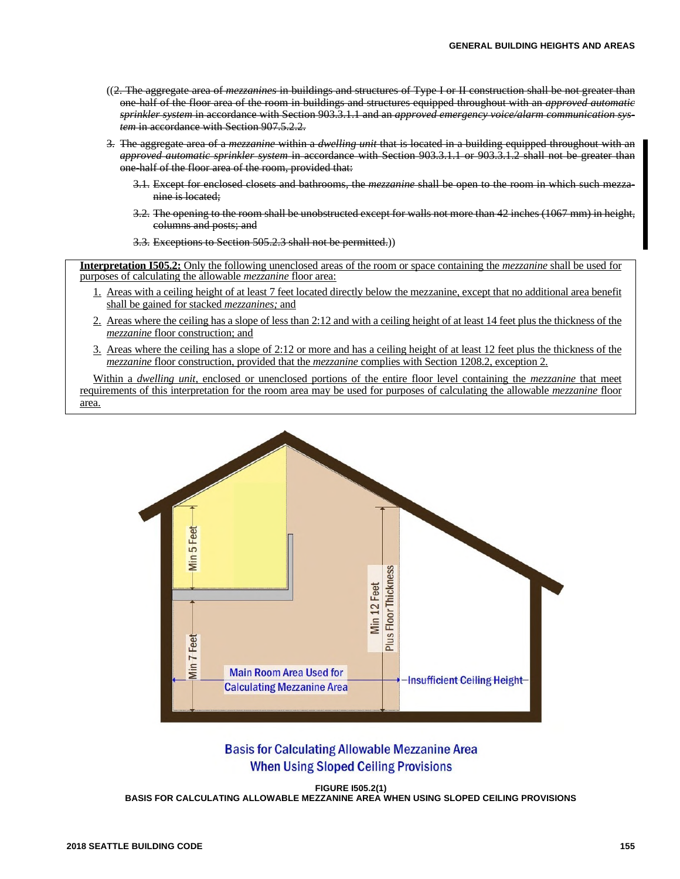((~~2. The aggregate area of *mezzanines* in buildings and structures of Type I or II construction shall be not greater than one-half of the floor area of the room in buildings and structures equipped throughout with an *approved automatic sprinkler system* in accordance with Section 903.3.1.1 and an *approved emergency voice/alarm communication system* in accordance with Section 907.5.2.2.~~

~~3. The aggregate area of a *mezzanine* within a *dwelling unit* that is located in a building equipped throughout with an *approved automatic sprinkler system* in accordance with Section 903.3.1.1 or 903.3.1.2 shall not be greater than one-half of the floor area of the room, provided that:~~

~~3.1. Except for enclosed closets and bathrooms, the *mezzanine* shall be open to the room in which such mezzanine is located;~~

~~3.2. The opening to the room shall be unobstructed except for walls not more than 42 inches (1067 mm) in height, columns and posts; and~~

~~3.3. Exceptions to Section 505.2.3 shall not be permitted.~~))

<u>**Interpretation I505.2:** Only the following unenclosed areas of the room or space containing the *mezzanine* shall be used for purposes of calculating the allowable *mezzanine* floor area:</u>

1. <u>Areas with a ceiling height of at least 7 feet located directly below the mezzanine, except that no additional area benefit shall be gained for stacked *mezzanines;* and</u>
2. <u>Areas where the ceiling has a slope of less than 2:12 and with a ceiling height of at least 14 feet plus the thickness of the *mezzanine* floor construction; and</u>
3. <u>Areas where the ceiling has a slope of 2:12 or more and has a ceiling height of at least 12 feet plus the thickness of the *mezzanine* floor construction, provided that the *mezzanine* complies with Section 1208.2, exception 2.</u>

<u>Within a *dwelling unit,* enclosed or unenclosed portions of the entire floor level containing the *mezzanine* that meet requirements of this interpretation for the room area may be used for purposes of calculating the allowable *mezzanine* floor area.</u>

**FIGURE I505.2(1)**
**BASIS FOR CALCULATING ALLOWABLE MEZZANINE AREA WHEN USING SLOPED CEILING PROVISIONS**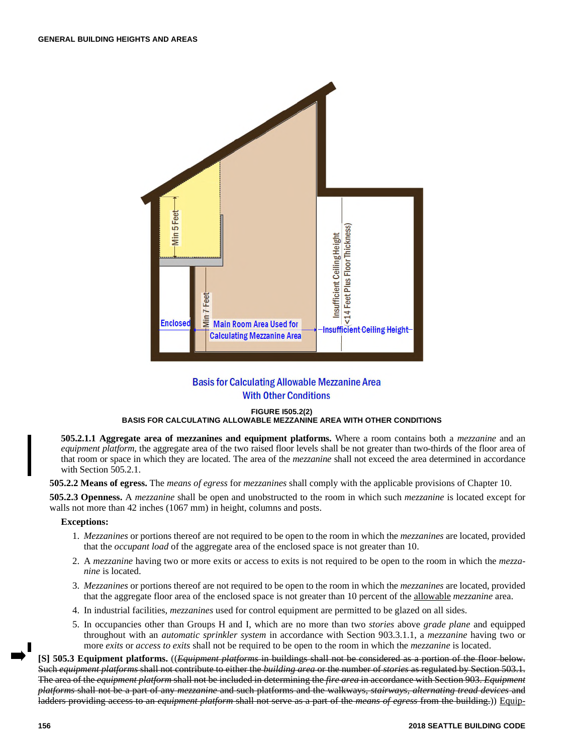FIGURE I505.2(2)
BASIS FOR CALCULATING ALLOWABLE MEZZANINE AREA WITH OTHER CONDITIONS

**505.2.1.1 Aggregate area of mezzanines and equipment platforms.** Where a room contains both a *mezzanine* and an *equipment platform*, the aggregate area of the two raised floor levels shall be not greater than two-thirds of the floor area of that room or space in which they are located. The area of the *mezzanine* shall not exceed the area determined in accordance with Section 505.2.1.

**505.2.2 Means of egress.** The *means of egress* for *mezzanines* shall comply with the applicable provisions of Chapter 10.

**505.2.3 Openness.** A *mezzanine* shall be open and unobstructed to the room in which such *mezzanine* is located except for walls not more than 42 inches (1067 mm) in height, columns and posts.

**Exceptions:**

1. *Mezzanines* or portions thereof are not required to be open to the room in which the *mezzanines* are located, provided that the *occupant load* of the aggregate area of the enclosed space is not greater than 10.
2. A *mezzanine* having two or more exits or access to exits is not required to be open to the room in which the *mezzanine* is located.
3. *Mezzanines* or portions thereof are not required to be open to the room in which the *mezzanines* are located, provided that the aggregate floor area of the enclosed space is not greater than 10 percent of the allowable *mezzanine* area.
4. In industrial facilities, *mezzanines* used for control equipment are permitted to be glazed on all sides.
5. In occupancies other than Groups H and I, which are no more than two *stories* above *grade plane* and equipped throughout with an *automatic sprinkler system* in accordance with Section 903.3.1.1, a *mezzanine* having two or more *exits* or *access to exits* shall not be required to be open to the room in which the *mezzanine* is located.

**[S] 505.3 Equipment platforms.** ((~~*Equipment platforms* in buildings shall not be considered as a portion of the floor below. Such *equipment platforms* shall not contribute to either the *building area* or the number of *stories* as regulated by Section 503.1. The area of the *equipment platform* shall not be included in determining the *fire area* in accordance with Section 903. *Equipment platforms* shall not be a part of any *mezzanine* and such platforms and the walkways, *stairways, alternating tread devices* and ladders providing access to an *equipment platform* shall not serve as a part of the *means of egress* from the building.~~)) Equip-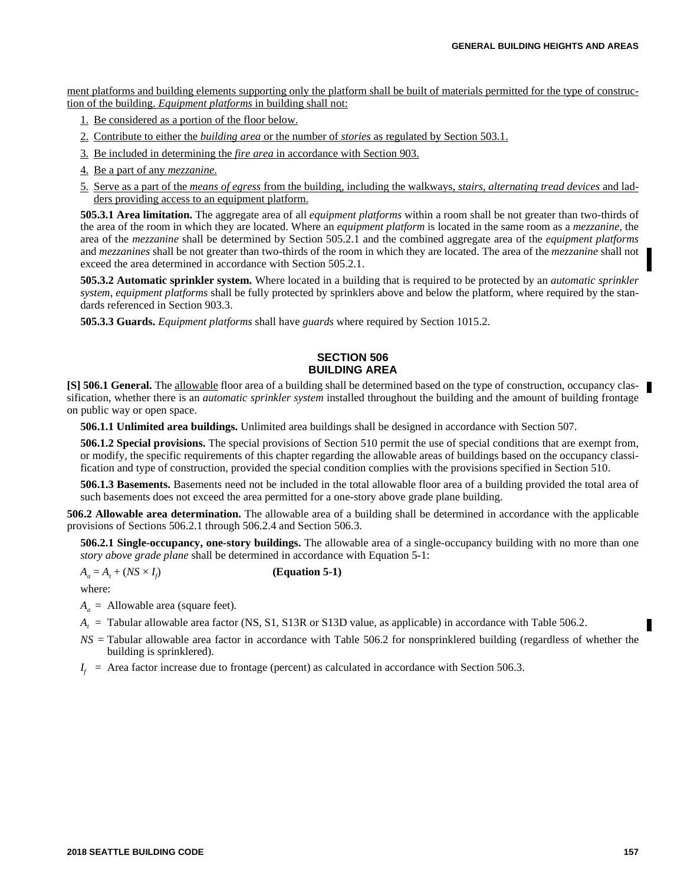ment platforms and building elements supporting only the platform shall be built of materials permitted for the type of construction of the building. *Equipment platforms* in building shall not:

1. Be considered as a portion of the floor below.
2. Contribute to either the *building area* or the number of *stories* as regulated by Section 503.1.
3. Be included in determining the *fire area* in accordance with Section 903.
4. Be a part of any *mezzanine*.
5. Serve as a part of the *means of egress* from the building, including the walkways, *stairs*, *alternating tread devices* and ladders providing access to an equipment platform.

**505.3.1 Area limitation.** The aggregate area of all *equipment platforms* within a room shall be not greater than two-thirds of the area of the room in which they are located. Where an *equipment platform* is located in the same room as a *mezzanine*, the area of the *mezzanine* shall be determined by Section 505.2.1 and the combined aggregate area of the *equipment platforms* and *mezzanines* shall be not greater than two-thirds of the room in which they are located. The area of the *mezzanine* shall not exceed the area determined in accordance with Section 505.2.1.

**505.3.2 Automatic sprinkler system.** Where located in a building that is required to be protected by an *automatic sprinkler system*, *equipment platforms* shall be fully protected by sprinklers above and below the platform, where required by the standards referenced in Section 903.3.

**505.3.3 Guards.** *Equipment platforms* shall have *guards* where required by Section 1015.2.

## SECTION 506
## BUILDING AREA

**[S] 506.1 General.** The allowable floor area of a building shall be determined based on the type of construction, occupancy classification, whether there is an *automatic sprinkler system* installed throughout the building and the amount of building frontage on public way or open space.

**506.1.1 Unlimited area buildings.** Unlimited area buildings shall be designed in accordance with Section 507.

**506.1.2 Special provisions.** The special provisions of Section 510 permit the use of special conditions that are exempt from, or modify, the specific requirements of this chapter regarding the allowable areas of buildings based on the occupancy classification and type of construction, provided the special condition complies with the provisions specified in Section 510.

**506.1.3 Basements.** Basements need not be included in the total allowable floor area of a building provided the total area of such basements does not exceed the area permitted for a one-story above grade plane building.

**506.2 Allowable area determination.** The allowable area of a building shall be determined in accordance with the applicable provisions of Sections 506.2.1 through 506.2.4 and Section 506.3.

**506.2.1 Single-occupancy, one-story buildings.** The allowable area of a single-occupancy building with no more than one *story above grade plane* shall be determined in accordance with Equation 5-1:

$$A_a = A_t + (NS \times I_f) \qquad \textbf{(Equation 5-1)}$$

where:

$A_a$ = Allowable area (square feet).

$A_t$ = Tabular allowable area factor (NS, S1, S13R or S13D value, as applicable) in accordance with Table 506.2.

$NS$ = Tabular allowable area factor in accordance with Table 506.2 for nonsprinklered building (regardless of whether the building is sprinklered).

$I_f$ = Area factor increase due to frontage (percent) as calculated in accordance with Section 506.3.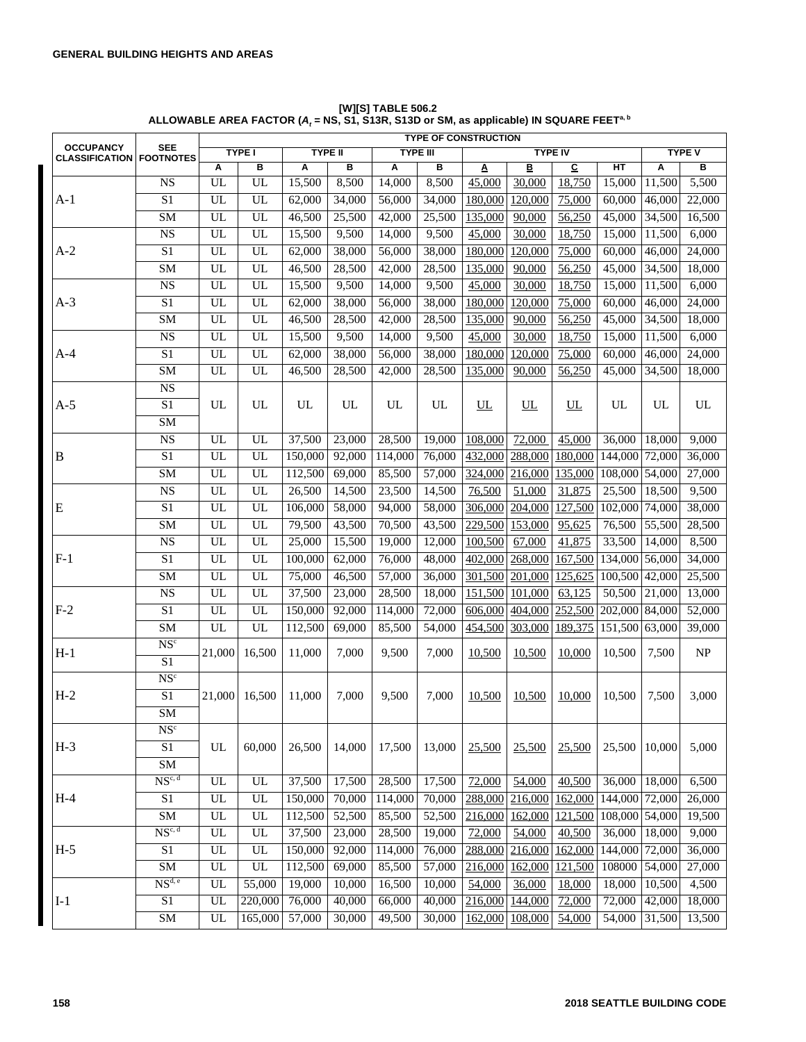**[W][S] TABLE 506.2**
**ALLOWABLE AREA FACTOR ($A_t$ = NS, S1, S13R, S13D or SM, as applicable) IN SQUARE FEET[a, b]**

| OCCUPANCY CLASSIFICATION | SEE FOOTNOTES | TYPE OF CONSTRUCTION | | | | | | | | | | | |
|---|---|---|---|---|---|---|---|---|---|---|---|---|---|
| | | TYPE I | | TYPE II | | TYPE III | | TYPE IV | | | | TYPE V | |
| | | A | B | A | B | A | B | A | B | C | HT | A | B |
| A-1 | NS | UL | UL | 15,500 | 8,500 | 14,000 | 8,500 | 45,000 | 30,000 | 18,750 | 15,000 | 11,500 | 5,500 |
| | S1 | UL | UL | 62,000 | 34,000 | 56,000 | 34,000 | 180,000 | 120,000 | 75,000 | 60,000 | 46,000 | 22,000 |
| | SM | UL | UL | 46,500 | 25,500 | 42,000 | 25,500 | 135,000 | 90,000 | 56,250 | 45,000 | 34,500 | 16,500 |
| A-2 | NS | UL | UL | 15,500 | 9,500 | 14,000 | 9,500 | 45,000 | 30,000 | 18,750 | 15,000 | 11,500 | 6,000 |
| | S1 | UL | UL | 62,000 | 38,000 | 56,000 | 38,000 | 180,000 | 120,000 | 75,000 | 60,000 | 46,000 | 24,000 |
| | SM | UL | UL | 46,500 | 28,500 | 42,000 | 28,500 | 135,000 | 90,000 | 56,250 | 45,000 | 34,500 | 18,000 |
| A-3 | NS | UL | UL | 15,500 | 9,500 | 14,000 | 9,500 | 45,000 | 30,000 | 18,750 | 15,000 | 11,500 | 6,000 |
| | S1 | UL | UL | 62,000 | 38,000 | 56,000 | 38,000 | 180,000 | 120,000 | 75,000 | 60,000 | 46,000 | 24,000 |
| | SM | UL | UL | 46,500 | 28,500 | 42,000 | 28,500 | 135,000 | 90,000 | 56,250 | 45,000 | 34,500 | 18,000 |
| A-4 | NS | UL | UL | 15,500 | 9,500 | 14,000 | 9,500 | 45,000 | 30,000 | 18,750 | 15,000 | 11,500 | 6,000 |
| | S1 | UL | UL | 62,000 | 38,000 | 56,000 | 38,000 | 180,000 | 120,000 | 75,000 | 60,000 | 46,000 | 24,000 |
| | SM | UL | UL | 46,500 | 28,500 | 42,000 | 28,500 | 135,000 | 90,000 | 56,250 | 45,000 | 34,500 | 18,000 |
| A-5 | NS<br>S1<br>SM | UL | UL | UL | UL | UL | UL | UL | UL | UL | UL | UL | UL |
| B | NS | UL | UL | 37,500 | 23,000 | 28,500 | 19,000 | 108,000 | 72,000 | 45,000 | 36,000 | 18,000 | 9,000 |
| | S1 | UL | UL | 150,000 | 92,000 | 114,000 | 76,000 | 432,000 | 288,000 | 180,000 | 144,000 | 72,000 | 36,000 |
| | SM | UL | UL | 112,500 | 69,000 | 85,500 | 57,000 | 324,000 | 216,000 | 135,000 | 108,000 | 54,000 | 27,000 |
| E | NS | UL | UL | 26,500 | 14,500 | 23,500 | 14,500 | 76,500 | 51,000 | 31,875 | 25,500 | 18,500 | 9,500 |
| | S1 | UL | UL | 106,000 | 58,000 | 94,000 | 58,000 | 306,000 | 204,000 | 127,500 | 102,000 | 74,000 | 38,000 |
| | SM | UL | UL | 79,500 | 43,500 | 70,500 | 43,500 | 229,500 | 153,000 | 95,625 | 76,500 | 55,500 | 28,500 |
| F-1 | NS | UL | UL | 25,000 | 15,500 | 19,000 | 12,000 | 100,500 | 67,000 | 41,875 | 33,500 | 14,000 | 8,500 |
| | S1 | UL | UL | 100,000 | 62,000 | 76,000 | 48,000 | 402,000 | 268,000 | 167,500 | 134,000 | 56,000 | 34,000 |
| | SM | UL | UL | 75,000 | 46,500 | 57,000 | 36,000 | 301,500 | 201,000 | 125,625 | 100,500 | 42,000 | 25,500 |
| F-2 | NS | UL | UL | 37,500 | 23,000 | 28,500 | 18,000 | 151,500 | 101,000 | 63,125 | 50,500 | 21,000 | 13,000 |
| | S1 | UL | UL | 150,000 | 92,000 | 114,000 | 72,000 | 606,000 | 404,000 | 252,500 | 202,000 | 84,000 | 52,000 |
| | SM | UL | UL | 112,500 | 69,000 | 85,500 | 54,000 | 454,500 | 303,000 | 189,375 | 151,500 | 63,000 | 39,000 |
| H-1 | NS[c]<br>S1 | 21,000 | 16,500 | 11,000 | 7,000 | 9,500 | 7,000 | 10,500 | 10,500 | 10,000 | 10,500 | 7,500 | NP |
| H-2 | NS[c]<br>S1<br>SM | 21,000 | 16,500 | 11,000 | 7,000 | 9,500 | 7,000 | 10,500 | 10,500 | 10,000 | 10,500 | 7,500 | 3,000 |
| H-3 | NS[c]<br>S1<br>SM | UL | 60,000 | 26,500 | 14,000 | 17,500 | 13,000 | 25,500 | 25,500 | 25,500 | 25,500 | 10,000 | 5,000 |
| H-4 | NS[c, d] | UL | UL | 37,500 | 17,500 | 28,500 | 17,500 | 72,000 | 54,000 | 40,500 | 36,000 | 18,000 | 6,500 |
| | S1 | UL | UL | 150,000 | 70,000 | 114,000 | 70,000 | 288,000 | 216,000 | 162,000 | 144,000 | 72,000 | 26,000 |
| | SM | UL | UL | 112,500 | 52,500 | 85,500 | 52,500 | 216,000 | 162,000 | 121,500 | 108,000 | 54,000 | 19,500 |
| H-5 | NS[c, d] | UL | UL | 37,500 | 23,000 | 28,500 | 19,000 | 72,000 | 54,000 | 40,500 | 36,000 | 18,000 | 9,000 |
| | S1 | UL | UL | 150,000 | 92,000 | 114,000 | 76,000 | 288,000 | 216,000 | 162,000 | 144,000 | 72,000 | 36,000 |
| | SM | UL | UL | 112,500 | 69,000 | 85,500 | 57,000 | 216,000 | 162,000 | 121,500 | 108000 | 54,000 | 27,000 |
| I-1 | NS[d, e] | UL | 55,000 | 19,000 | 10,000 | 16,500 | 10,000 | 54,000 | 36,000 | 18,000 | 18,000 | 10,500 | 4,500 |
| | S1 | UL | 220,000 | 76,000 | 40,000 | 66,000 | 40,000 | 216,000 | 144,000 | 72,000 | 72,000 | 42,000 | 18,000 |
| | SM | UL | 165,000 | 57,000 | 30,000 | 49,500 | 30,000 | 162,000 | 108,000 | 54,000 | 54,000 | 31,500 | 13,500 |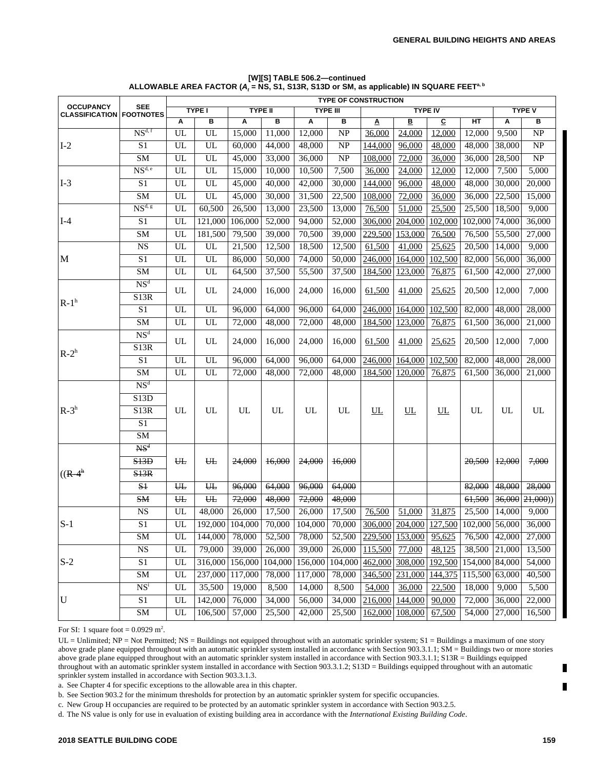**[W][S] TABLE 506.2—continued**
**ALLOWABLE AREA FACTOR ($A_t$ = NS, S1, S13R, S13D or SM, as applicable) IN SQUARE FEET[a, b]**

| OCCUPANCY CLASSIFICATION | SEE FOOTNOTES | TYPE OF CONSTRUCTION | | | | | | | | | | | |
|---|---|---|---|---|---|---|---|---|---|---|---|---|---|
| | | TYPE I | | TYPE II | | TYPE III | | TYPE IV | | | | TYPE V | |
| | | A | B | A | B | A | B | A | B | C | HT | A | B |
| I-2 | NS[d, f] | UL | UL | 15,000 | 11,000 | 12,000 | NP | 36,000 | 24,000 | 12,000 | 12,000 | 9,500 | NP |
| | S1 | UL | UL | 60,000 | 44,000 | 48,000 | NP | 144,000 | 96,000 | 48,000 | 48,000 | 38,000 | NP |
| | SM | UL | UL | 45,000 | 33,000 | 36,000 | NP | 108,000 | 72,000 | 36,000 | 36,000 | 28,500 | NP |
| I-3 | NS[d, e] | UL | UL | 15,000 | 10,000 | 10,500 | 7,500 | 36,000 | 24,000 | 12,000 | 12,000 | 7,500 | 5,000 |
| | S1 | UL | UL | 45,000 | 40,000 | 42,000 | 30,000 | 144,000 | 96,000 | 48,000 | 48,000 | 30,000 | 20,000 |
| | SM | UL | UL | 45,000 | 30,000 | 31,500 | 22,500 | 108,000 | 72,000 | 36,000 | 36,000 | 22,500 | 15,000 |
| I-4 | NS[d, g] | UL | 60,500 | 26,500 | 13,000 | 23,500 | 13,000 | 76,500 | 51,000 | 25,500 | 25,500 | 18,500 | 9,000 |
| | S1 | UL | 121,000 | 106,000 | 52,000 | 94,000 | 52,000 | 306,000 | 204,000 | 102,000 | 102,000 | 74,000 | 36,000 |
| | SM | UL | 181,500 | 79,500 | 39,000 | 70,500 | 39,000 | 229,500 | 153,000 | 76,500 | 76,500 | 55,500 | 27,000 |
| M | NS | UL | UL | 21,500 | 12,500 | 18,500 | 12,500 | 61,500 | 41,000 | 25,625 | 20,500 | 14,000 | 9,000 |
| | S1 | UL | UL | 86,000 | 50,000 | 74,000 | 50,000 | 246,000 | 164,000 | 102,500 | 82,000 | 56,000 | 36,000 |
| | SM | UL | UL | 64,500 | 37,500 | 55,500 | 37,500 | 184,500 | 123,000 | 76,875 | 61,500 | 42,000 | 27,000 |
| R-1[h] | NS[d] / S13R | UL | UL | 24,000 | 16,000 | 24,000 | 16,000 | 61,500 | 41,000 | 25,625 | 20,500 | 12,000 | 7,000 |
| | S1 | UL | UL | 96,000 | 64,000 | 96,000 | 64,000 | 246,000 | 164,000 | 102,500 | 82,000 | 48,000 | 28,000 |
| | SM | UL | UL | 72,000 | 48,000 | 72,000 | 48,000 | 184,500 | 123,000 | 76,875 | 61,500 | 36,000 | 21,000 |
| R-2[h] | NS[d] / S13R | UL | UL | 24,000 | 16,000 | 24,000 | 16,000 | 61,500 | 41,000 | 25,625 | 20,500 | 12,000 | 7,000 |
| | S1 | UL | UL | 96,000 | 64,000 | 96,000 | 64,000 | 246,000 | 164,000 | 102,500 | 82,000 | 48,000 | 28,000 |
| | SM | UL | UL | 72,000 | 48,000 | 72,000 | 48,000 | 184,500 | 120,000 | 76,875 | 61,500 | 36,000 | 21,000 |
| R-3[h] | NS[d] / S13D / S13R / S1 / SM | UL | UL | UL | UL | UL | UL | UL | UL | UL | UL | UL | UL |
| ~~((R-4[h]~~ | ~~NS[d] / S13D / S13R~~ | ~~UL~~ | ~~UL~~ | ~~24,000~~ | ~~16,000~~ | ~~24,000~~ | ~~16,000~~ | | | | ~~20,500~~ | ~~12,000~~ | ~~7,000~~ |
| | ~~S1~~ | ~~UL~~ | ~~UL~~ | ~~96,000~~ | ~~64,000~~ | ~~96,000~~ | ~~64,000~~ | | | | ~~82,000~~ | ~~48,000~~ | ~~28,000~~ |
| | ~~SM~~ | ~~UL~~ | ~~UL~~ | ~~72,000~~ | ~~48,000~~ | ~~72,000~~ | ~~48,000~~ | | | | ~~61,500~~ | ~~36,000~~ | ~~21,000~~)) |
| S-1 | NS | UL | 48,000 | 26,000 | 17,500 | 26,000 | 17,500 | 76,500 | 51,000 | 31,875 | 25,500 | 14,000 | 9,000 |
| | S1 | UL | 192,000 | 104,000 | 70,000 | 104,000 | 70,000 | 306,000 | 204,000 | 127,500 | 102,000 | 56,000 | 36,000 |
| | SM | UL | 144,000 | 78,000 | 52,500 | 78,000 | 52,500 | 229,500 | 153,000 | 95,625 | 76,500 | 42,000 | 27,000 |
| S-2 | NS | UL | 79,000 | 39,000 | 26,000 | 39,000 | 26,000 | 115,500 | 77,000 | 48,125 | 38,500 | 21,000 | 13,500 |
| | S1 | UL | 316,000 | 156,000 | 104,000 | 156,000 | 104,000 | 462,000 | 308,000 | 192,500 | 154,000 | 84,000 | 54,000 |
| | SM | UL | 237,000 | 117,000 | 78,000 | 117,000 | 78,000 | 346,500 | 231,000 | 144,375 | 115,500 | 63,000 | 40,500 |
| U | NS[i] | UL | 35,500 | 19,000 | 8,500 | 14,000 | 8,500 | 54,000 | 36,000 | 22,500 | 18,000 | 9,000 | 5,500 |
| | S1 | UL | 142,000 | 76,000 | 34,000 | 56,000 | 34,000 | 216,000 | 144,000 | 90,000 | 72,000 | 36,000 | 22,000 |
| | SM | UL | 106,500 | 57,000 | 25,500 | 42,000 | 25,500 | 162,000 | 108,000 | 67,500 | 54,000 | 27,000 | 16,500 |

For SI: 1 square foot = 0.0929 m$^2$.

UL = Unlimited; NP = Not Permitted; NS = Buildings not equipped throughout with an automatic sprinkler system; S1 = Buildings a maximum of one story above grade plane equipped throughout with an automatic sprinkler system installed in accordance with Section 903.3.1.1; SM = Buildings two or more stories above grade plane equipped throughout with an automatic sprinkler system installed in accordance with Section 903.3.1.1; S13R = Buildings equipped throughout with an automatic sprinkler system installed in accordance with Section 903.3.1.2; S13D = Buildings equipped throughout with an automatic sprinkler system installed in accordance with Section 903.3.1.3.

a. See Chapter 4 for specific exceptions to the allowable area in this chapter.

b. See Section 903.2 for the minimum thresholds for protection by an automatic sprinkler system for specific occupancies.

c. New Group H occupancies are required to be protected by an automatic sprinkler system in accordance with Section 903.2.5.

d. The NS value is only for use in evaluation of existing building area in accordance with the *International Existing Building Code*.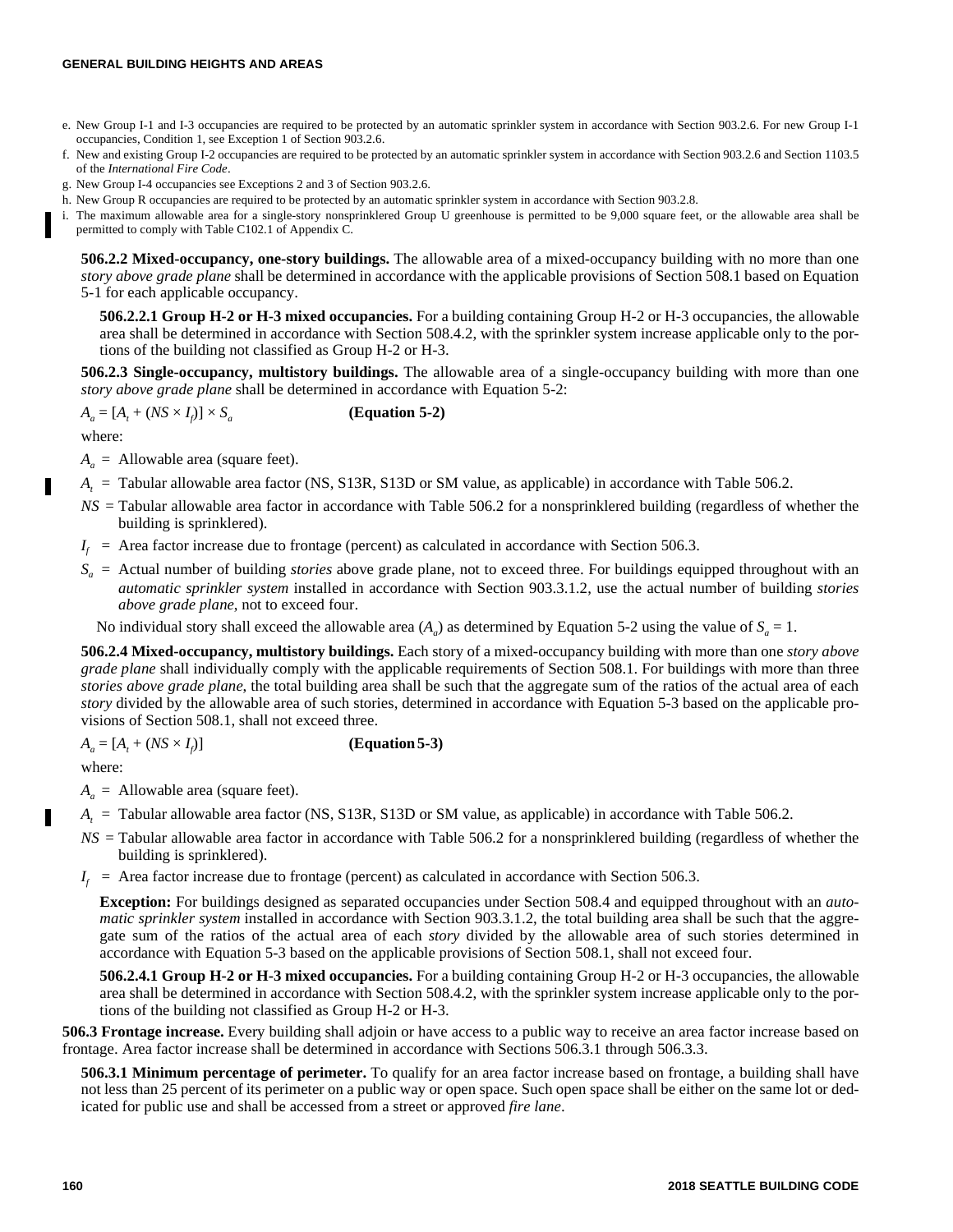e. New Group I-1 and I-3 occupancies are required to be protected by an automatic sprinkler system in accordance with Section 903.2.6. For new Group I-1 occupancies, Condition 1, see Exception 1 of Section 903.2.6.

f. New and existing Group I-2 occupancies are required to be protected by an automatic sprinkler system in accordance with Section 903.2.6 and Section 1103.5 of the *International Fire Code*.

g. New Group I-4 occupancies see Exceptions 2 and 3 of Section 903.2.6.

h. New Group R occupancies are required to be protected by an automatic sprinkler system in accordance with Section 903.2.8.

i. The maximum allowable area for a single-story nonsprinklered Group U greenhouse is permitted to be 9,000 square feet, or the allowable area shall be permitted to comply with Table C102.1 of Appendix C.

**506.2.2 Mixed-occupancy, one-story buildings.** The allowable area of a mixed-occupancy building with no more than one *story above grade plane* shall be determined in accordance with the applicable provisions of Section 508.1 based on Equation 5-1 for each applicable occupancy.

**506.2.2.1 Group H-2 or H-3 mixed occupancies.** For a building containing Group H-2 or H-3 occupancies, the allowable area shall be determined in accordance with Section 508.4.2, with the sprinkler system increase applicable only to the portions of the building not classified as Group H-2 or H-3.

**506.2.3 Single-occupancy, multistory buildings.** The allowable area of a single-occupancy building with more than one *story above grade plane* shall be determined in accordance with Equation 5-2:

$$A_a = [A_t + (NS \times I_f)] \times S_a \qquad \textbf{(Equation 5-2)}$$

where:

$A_a$ = Allowable area (square feet).

$A_t$ = Tabular allowable area factor (NS, S13R, S13D or SM value, as applicable) in accordance with Table 506.2.

$NS$ = Tabular allowable area factor in accordance with Table 506.2 for a nonsprinklered building (regardless of whether the building is sprinklered).

$I_f$ = Area factor increase due to frontage (percent) as calculated in accordance with Section 506.3.

$S_a$ = Actual number of building *stories* above grade plane, not to exceed three. For buildings equipped throughout with an *automatic sprinkler system* installed in accordance with Section 903.3.1.2, use the actual number of building *stories above grade plane*, not to exceed four.

No individual story shall exceed the allowable area ($A_a$) as determined by Equation 5-2 using the value of $S_a = 1$.

**506.2.4 Mixed-occupancy, multistory buildings.** Each story of a mixed-occupancy building with more than one *story above grade plane* shall individually comply with the applicable requirements of Section 508.1. For buildings with more than three *stories above grade plane*, the total building area shall be such that the aggregate sum of the ratios of the actual area of each *story* divided by the allowable area of such stories, determined in accordance with Equation 5-3 based on the applicable provisions of Section 508.1, shall not exceed three.

$$A_a = [A_t + (NS \times I_f)] \qquad \textbf{(Equation 5-3)}$$

where:

$A_a$ = Allowable area (square feet).

$A_t$ = Tabular allowable area factor (NS, S13R, S13D or SM value, as applicable) in accordance with Table 506.2.

$NS$ = Tabular allowable area factor in accordance with Table 506.2 for a nonsprinklered building (regardless of whether the building is sprinklered).

$I_f$ = Area factor increase due to frontage (percent) as calculated in accordance with Section 506.3.

**Exception:** For buildings designed as separated occupancies under Section 508.4 and equipped throughout with an *automatic sprinkler system* installed in accordance with Section 903.3.1.2, the total building area shall be such that the aggregate sum of the ratios of the actual area of each *story* divided by the allowable area of such stories determined in accordance with Equation 5-3 based on the applicable provisions of Section 508.1, shall not exceed four.

**506.2.4.1 Group H-2 or H-3 mixed occupancies.** For a building containing Group H-2 or H-3 occupancies, the allowable area shall be determined in accordance with Section 508.4.2, with the sprinkler system increase applicable only to the portions of the building not classified as Group H-2 or H-3.

**506.3 Frontage increase.** Every building shall adjoin or have access to a public way to receive an area factor increase based on frontage. Area factor increase shall be determined in accordance with Sections 506.3.1 through 506.3.3.

**506.3.1 Minimum percentage of perimeter.** To qualify for an area factor increase based on frontage, a building shall have not less than 25 percent of its perimeter on a public way or open space. Such open space shall be either on the same lot or dedicated for public use and shall be accessed from a street or approved *fire lane*.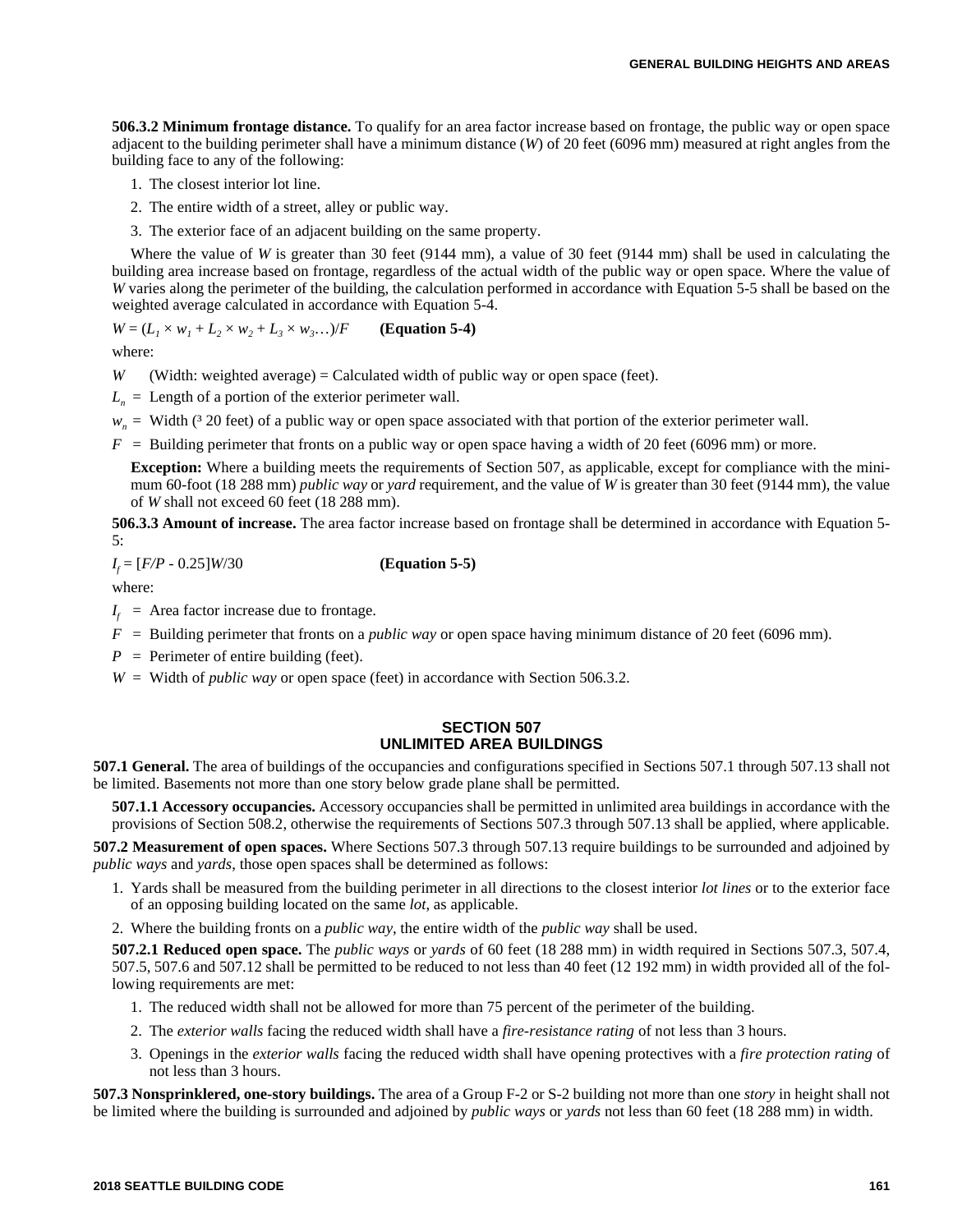**506.3.2 Minimum frontage distance.** To qualify for an area factor increase based on frontage, the public way or open space adjacent to the building perimeter shall have a minimum distance ($W$) of 20 feet (6096 mm) measured at right angles from the building face to any of the following:

1. The closest interior lot line.
2. The entire width of a street, alley or public way.
3. The exterior face of an adjacent building on the same property.

Where the value of $W$ is greater than 30 feet (9144 mm), a value of 30 feet (9144 mm) shall be used in calculating the building area increase based on frontage, regardless of the actual width of the public way or open space. Where the value of $W$ varies along the perimeter of the building, the calculation performed in accordance with Equation 5-5 shall be based on the weighted average calculated in accordance with Equation 5-4.

$W = (L_1 \times w_1 + L_2 \times w_2 + L_3 \times w_3 \ldots)/F$ **(Equation 5-4)**

where:

$W$ (Width: weighted average) = Calculated width of public way or open space (feet).

$L_n$ = Length of a portion of the exterior perimeter wall.

$w_n$ = Width (³ 20 feet) of a public way or open space associated with that portion of the exterior perimeter wall.

$F$ = Building perimeter that fronts on a public way or open space having a width of 20 feet (6096 mm) or more.

**Exception:** Where a building meets the requirements of Section 507, as applicable, except for compliance with the minimum 60-foot (18 288 mm) *public way* or *yard* requirement, and the value of $W$ is greater than 30 feet (9144 mm), the value of $W$ shall not exceed 60 feet (18 288 mm).

**506.3.3 Amount of increase.** The area factor increase based on frontage shall be determined in accordance with Equation 5-5:

$I_f = [F/P - 0.25]W/30$ **(Equation 5-5)**

where:

$I_f$ = Area factor increase due to frontage.

$F$ = Building perimeter that fronts on a *public way* or open space having minimum distance of 20 feet (6096 mm).

$P$ = Perimeter of entire building (feet).

$W$ = Width of *public way* or open space (feet) in accordance with Section 506.3.2.

## SECTION 507
## UNLIMITED AREA BUILDINGS

**507.1 General.** The area of buildings of the occupancies and configurations specified in Sections 507.1 through 507.13 shall not be limited. Basements not more than one story below grade plane shall be permitted.

**507.1.1 Accessory occupancies.** Accessory occupancies shall be permitted in unlimited area buildings in accordance with the provisions of Section 508.2, otherwise the requirements of Sections 507.3 through 507.13 shall be applied, where applicable.

**507.2 Measurement of open spaces.** Where Sections 507.3 through 507.13 require buildings to be surrounded and adjoined by *public ways* and *yards*, those open spaces shall be determined as follows:

1. Yards shall be measured from the building perimeter in all directions to the closest interior *lot lines* or to the exterior face of an opposing building located on the same *lot*, as applicable.
2. Where the building fronts on a *public way*, the entire width of the *public way* shall be used.

**507.2.1 Reduced open space.** The *public ways* or *yards* of 60 feet (18 288 mm) in width required in Sections 507.3, 507.4, 507.5, 507.6 and 507.12 shall be permitted to be reduced to not less than 40 feet (12 192 mm) in width provided all of the following requirements are met:

1. The reduced width shall not be allowed for more than 75 percent of the perimeter of the building.
2. The *exterior walls* facing the reduced width shall have a *fire-resistance rating* of not less than 3 hours.
3. Openings in the *exterior walls* facing the reduced width shall have opening protectives with a *fire protection rating* of not less than 3 hours.

**507.3 Nonsprinklered, one-story buildings.** The area of a Group F-2 or S-2 building not more than one *story* in height shall not be limited where the building is surrounded and adjoined by *public ways* or *yards* not less than 60 feet (18 288 mm) in width.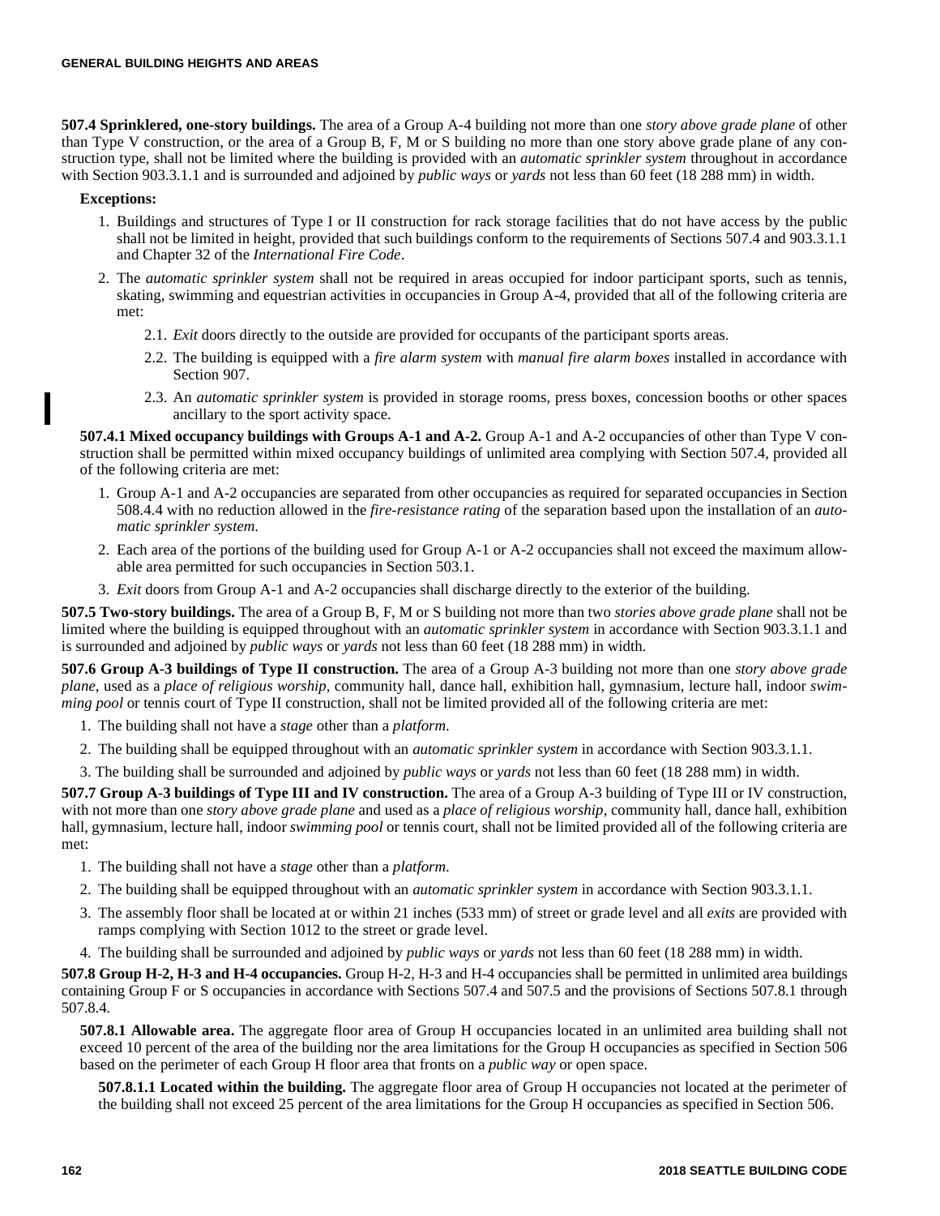**507.4 Sprinklered, one-story buildings.** The area of a Group A-4 building not more than one *story above grade plane* of other than Type V construction, or the area of a Group B, F, M or S building no more than one story above grade plane of any construction type, shall not be limited where the building is provided with an *automatic sprinkler system* throughout in accordance with Section 903.3.1.1 and is surrounded and adjoined by *public ways* or *yards* not less than 60 feet (18 288 mm) in width.

**Exceptions:**

1. Buildings and structures of Type I or II construction for rack storage facilities that do not have access by the public shall not be limited in height, provided that such buildings conform to the requirements of Sections 507.4 and 903.3.1.1 and Chapter 32 of the *International Fire Code*.
2. The *automatic sprinkler system* shall not be required in areas occupied for indoor participant sports, such as tennis, skating, swimming and equestrian activities in occupancies in Group A-4, provided that all of the following criteria are met:
   - 2.1. *Exit* doors directly to the outside are provided for occupants of the participant sports areas.
   - 2.2. The building is equipped with a *fire alarm system* with *manual fire alarm boxes* installed in accordance with Section 907.
   - 2.3. An *automatic sprinkler system* is provided in storage rooms, press boxes, concession booths or other spaces ancillary to the sport activity space.

**507.4.1 Mixed occupancy buildings with Groups A-1 and A-2.** Group A-1 and A-2 occupancies of other than Type V construction shall be permitted within mixed occupancy buildings of unlimited area complying with Section 507.4, provided all of the following criteria are met:

1. Group A-1 and A-2 occupancies are separated from other occupancies as required for separated occupancies in Section 508.4.4 with no reduction allowed in the *fire-resistance rating* of the separation based upon the installation of an *automatic sprinkler system*.
2. Each area of the portions of the building used for Group A-1 or A-2 occupancies shall not exceed the maximum allowable area permitted for such occupancies in Section 503.1.
3. *Exit* doors from Group A-1 and A-2 occupancies shall discharge directly to the exterior of the building.

**507.5 Two-story buildings.** The area of a Group B, F, M or S building not more than two *stories above grade plane* shall not be limited where the building is equipped throughout with an *automatic sprinkler system* in accordance with Section 903.3.1.1 and is surrounded and adjoined by *public ways* or *yards* not less than 60 feet (18 288 mm) in width.

**507.6 Group A-3 buildings of Type II construction.** The area of a Group A-3 building not more than one *story above grade plane*, used as a *place of religious worship*, community hall, dance hall, exhibition hall, gymnasium, lecture hall, indoor *swimming pool* or tennis court of Type II construction, shall not be limited provided all of the following criteria are met:

1. The building shall not have a *stage* other than a *platform*.
2. The building shall be equipped throughout with an *automatic sprinkler system* in accordance with Section 903.3.1.1.
3. The building shall be surrounded and adjoined by *public ways* or *yards* not less than 60 feet (18 288 mm) in width.

**507.7 Group A-3 buildings of Type III and IV construction.** The area of a Group A-3 building of Type III or IV construction, with not more than one *story above grade plane* and used as a *place of religious worship*, community hall, dance hall, exhibition hall, gymnasium, lecture hall, indoor *swimming pool* or tennis court, shall not be limited provided all of the following criteria are met:

1. The building shall not have a *stage* other than a *platform*.
2. The building shall be equipped throughout with an *automatic sprinkler system* in accordance with Section 903.3.1.1.
3. The assembly floor shall be located at or within 21 inches (533 mm) of street or grade level and all *exits* are provided with ramps complying with Section 1012 to the street or grade level.
4. The building shall be surrounded and adjoined by *public ways* or *yards* not less than 60 feet (18 288 mm) in width.

**507.8 Group H-2, H-3 and H-4 occupancies.** Group H-2, H-3 and H-4 occupancies shall be permitted in unlimited area buildings containing Group F or S occupancies in accordance with Sections 507.4 and 507.5 and the provisions of Sections 507.8.1 through 507.8.4.

**507.8.1 Allowable area.** The aggregate floor area of Group H occupancies located in an unlimited area building shall not exceed 10 percent of the area of the building nor the area limitations for the Group H occupancies as specified in Section 506 based on the perimeter of each Group H floor area that fronts on a *public way* or open space.

**507.8.1.1 Located within the building.** The aggregate floor area of Group H occupancies not located at the perimeter of the building shall not exceed 25 percent of the area limitations for the Group H occupancies as specified in Section 506.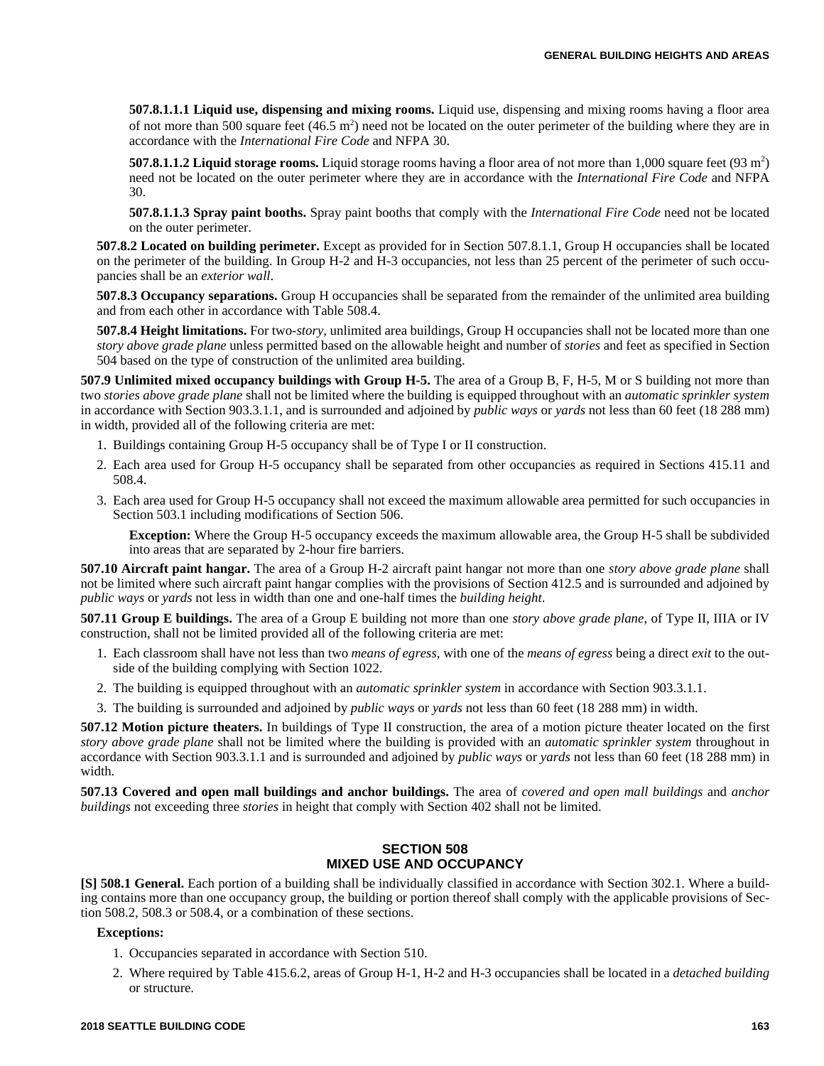**507.8.1.1.1 Liquid use, dispensing and mixing rooms.** Liquid use, dispensing and mixing rooms having a floor area of not more than 500 square feet (46.5 $m^2$) need not be located on the outer perimeter of the building where they are in accordance with the *International Fire Code* and NFPA 30.

**507.8.1.1.2 Liquid storage rooms.** Liquid storage rooms having a floor area of not more than 1,000 square feet (93 $m^2$) need not be located on the outer perimeter where they are in accordance with the *International Fire Code* and NFPA 30.

**507.8.1.1.3 Spray paint booths.** Spray paint booths that comply with the *International Fire Code* need not be located on the outer perimeter.

**507.8.2 Located on building perimeter.** Except as provided for in Section 507.8.1.1, Group H occupancies shall be located on the perimeter of the building. In Group H-2 and H-3 occupancies, not less than 25 percent of the perimeter of such occupancies shall be an *exterior wall*.

**507.8.3 Occupancy separations.** Group H occupancies shall be separated from the remainder of the unlimited area building and from each other in accordance with Table 508.4.

**507.8.4 Height limitations.** For two-*story*, unlimited area buildings, Group H occupancies shall not be located more than one *story above grade plane* unless permitted based on the allowable height and number of *stories* and feet as specified in Section 504 based on the type of construction of the unlimited area building.

**507.9 Unlimited mixed occupancy buildings with Group H-5.** The area of a Group B, F, H-5, M or S building not more than two *stories above grade plane* shall not be limited where the building is equipped throughout with an *automatic sprinkler system* in accordance with Section 903.3.1.1, and is surrounded and adjoined by *public ways* or *yards* not less than 60 feet (18 288 mm) in width, provided all of the following criteria are met:

1. Buildings containing Group H-5 occupancy shall be of Type I or II construction.
2. Each area used for Group H-5 occupancy shall be separated from other occupancies as required in Sections 415.11 and 508.4.
3. Each area used for Group H-5 occupancy shall not exceed the maximum allowable area permitted for such occupancies in Section 503.1 including modifications of Section 506.

   **Exception:** Where the Group H-5 occupancy exceeds the maximum allowable area, the Group H-5 shall be subdivided into areas that are separated by 2-hour fire barriers.

**507.10 Aircraft paint hangar.** The area of a Group H-2 aircraft paint hangar not more than one *story above grade plane* shall not be limited where such aircraft paint hangar complies with the provisions of Section 412.5 and is surrounded and adjoined by *public ways* or *yards* not less in width than one and one-half times the *building height*.

**507.11 Group E buildings.** The area of a Group E building not more than one *story above grade plane*, of Type II, IIIA or IV construction, shall not be limited provided all of the following criteria are met:

1. Each classroom shall have not less than two *means of egress*, with one of the *means of egress* being a direct *exit* to the outside of the building complying with Section 1022.
2. The building is equipped throughout with an *automatic sprinkler system* in accordance with Section 903.3.1.1.
3. The building is surrounded and adjoined by *public ways* or *yards* not less than 60 feet (18 288 mm) in width.

**507.12 Motion picture theaters.** In buildings of Type II construction, the area of a motion picture theater located on the first *story above grade plane* shall not be limited where the building is provided with an *automatic sprinkler system* throughout in accordance with Section 903.3.1.1 and is surrounded and adjoined by *public ways* or *yards* not less than 60 feet (18 288 mm) in width.

**507.13 Covered and open mall buildings and anchor buildings.** The area of *covered and open mall buildings* and *anchor buildings* not exceeding three *stories* in height that comply with Section 402 shall not be limited.

## SECTION 508
## MIXED USE AND OCCUPANCY

**[S] 508.1 General.** Each portion of a building shall be individually classified in accordance with Section 302.1. Where a building contains more than one occupancy group, the building or portion thereof shall comply with the applicable provisions of Section 508.2, 508.3 or 508.4, or a combination of these sections.

**Exceptions:**

1. Occupancies separated in accordance with Section 510.
2. Where required by Table 415.6.2, areas of Group H-1, H-2 and H-3 occupancies shall be located in a *detached building* or structure.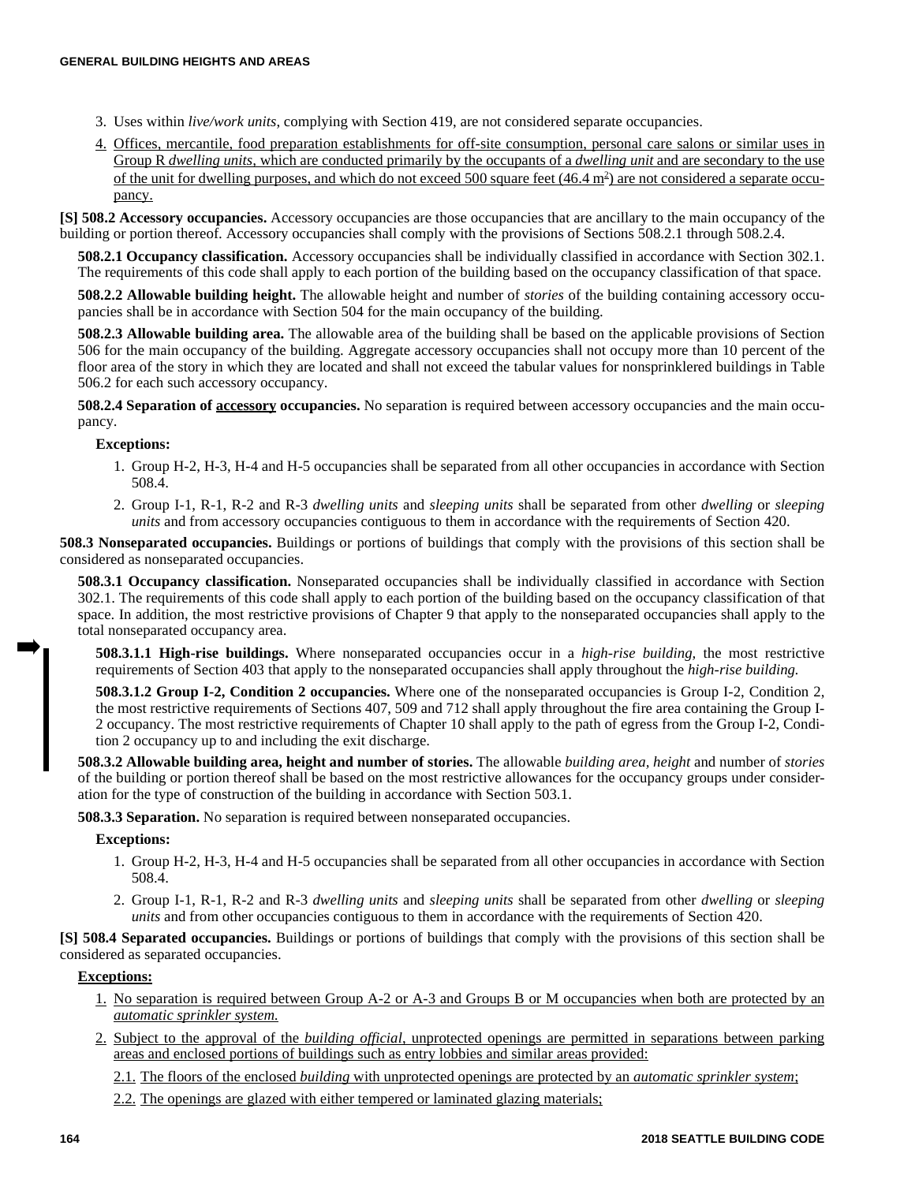3. Uses within *live/work units,* complying with Section 419, are not considered separate occupancies.
4. Offices, mercantile, food preparation establishments for off-site consumption, personal care salons or similar uses in Group R *dwelling units*, which are conducted primarily by the occupants of a *dwelling unit* and are secondary to the use of the unit for dwelling purposes, and which do not exceed 500 square feet (46.4 $m^2$) are not considered a separate occupancy.

**[S] 508.2 Accessory occupancies.** Accessory occupancies are those occupancies that are ancillary to the main occupancy of the building or portion thereof. Accessory occupancies shall comply with the provisions of Sections 508.2.1 through 508.2.4.

**508.2.1 Occupancy classification.** Accessory occupancies shall be individually classified in accordance with Section 302.1. The requirements of this code shall apply to each portion of the building based on the occupancy classification of that space.

**508.2.2 Allowable building height.** The allowable height and number of *stories* of the building containing accessory occupancies shall be in accordance with Section 504 for the main occupancy of the building.

**508.2.3 Allowable building area.** The allowable area of the building shall be based on the applicable provisions of Section 506 for the main occupancy of the building. Aggregate accessory occupancies shall not occupy more than 10 percent of the floor area of the story in which they are located and shall not exceed the tabular values for nonsprinklered buildings in Table 506.2 for each such accessory occupancy.

**508.2.4 Separation of accessory occupancies.** No separation is required between accessory occupancies and the main occupancy.

**Exceptions:**

1. Group H-2, H-3, H-4 and H-5 occupancies shall be separated from all other occupancies in accordance with Section 508.4.
2. Group I-1, R-1, R-2 and R-3 *dwelling units* and *sleeping units* shall be separated from other *dwelling* or *sleeping units* and from accessory occupancies contiguous to them in accordance with the requirements of Section 420.

**508.3 Nonseparated occupancies.** Buildings or portions of buildings that comply with the provisions of this section shall be considered as nonseparated occupancies.

**508.3.1 Occupancy classification.** Nonseparated occupancies shall be individually classified in accordance with Section 302.1. The requirements of this code shall apply to each portion of the building based on the occupancy classification of that space. In addition, the most restrictive provisions of Chapter 9 that apply to the nonseparated occupancies shall apply to the total nonseparated occupancy area.

**508.3.1.1 High-rise buildings.** Where nonseparated occupancies occur in a *high-rise building,* the most restrictive requirements of Section 403 that apply to the nonseparated occupancies shall apply throughout the *high-rise building.*

**508.3.1.2 Group I-2, Condition 2 occupancies.** Where one of the nonseparated occupancies is Group I-2, Condition 2, the most restrictive requirements of Sections 407, 509 and 712 shall apply throughout the fire area containing the Group I-2 occupancy. The most restrictive requirements of Chapter 10 shall apply to the path of egress from the Group I-2, Condition 2 occupancy up to and including the exit discharge.

**508.3.2 Allowable building area, height and number of stories.** The allowable *building area, height* and number of *stories* of the building or portion thereof shall be based on the most restrictive allowances for the occupancy groups under consideration for the type of construction of the building in accordance with Section 503.1.

**508.3.3 Separation.** No separation is required between nonseparated occupancies.

**Exceptions:**

1. Group H-2, H-3, H-4 and H-5 occupancies shall be separated from all other occupancies in accordance with Section 508.4.
2. Group I-1, R-1, R-2 and R-3 *dwelling units* and *sleeping units* shall be separated from other *dwelling* or *sleeping units* and from other occupancies contiguous to them in accordance with the requirements of Section 420.

**[S] 508.4 Separated occupancies.** Buildings or portions of buildings that comply with the provisions of this section shall be considered as separated occupancies.

**Exceptions:**

1. No separation is required between Group A-2 or A-3 and Groups B or M occupancies when both are protected by an *automatic sprinkler system.*
2. Subject to the approval of the *building official*, unprotected openings are permitted in separations between parking areas and enclosed portions of buildings such as entry lobbies and similar areas provided:

   2.1. The floors of the enclosed *building* with unprotected openings are protected by an *automatic sprinkler system*;

   2.2. The openings are glazed with either tempered or laminated glazing materials;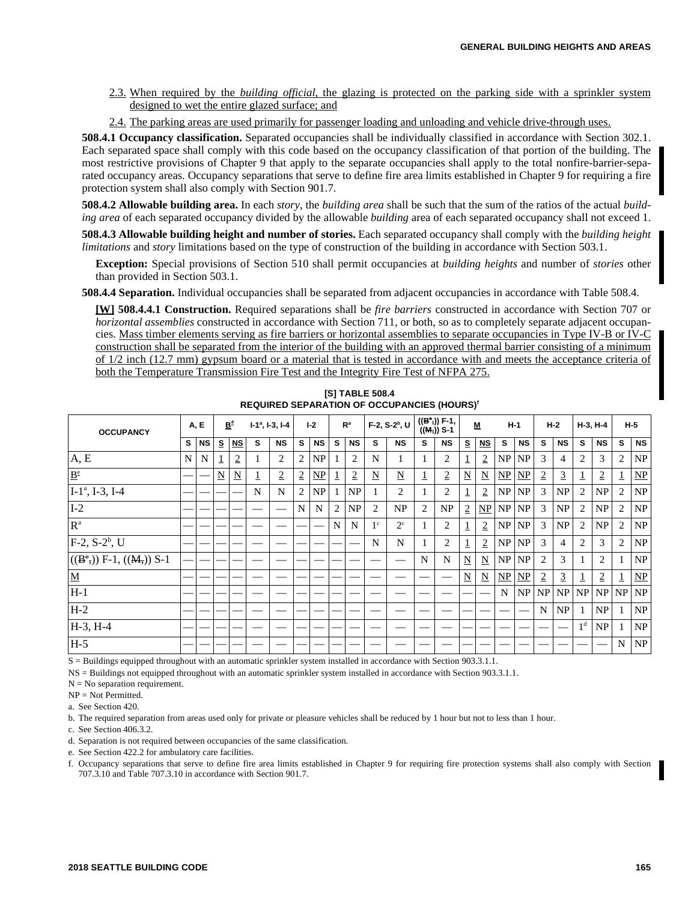2.3. When required by the *building official*, the glazing is protected on the parking side with a sprinkler system designed to wet the entire glazed surface; and

2.4. The parking areas are used primarily for passenger loading and unloading and vehicle drive-through uses.

**508.4.1 Occupancy classification.** Separated occupancies shall be individually classified in accordance with Section 302.1. Each separated space shall comply with this code based on the occupancy classification of that portion of the building. The most restrictive provisions of Chapter 9 that apply to the separate occupancies shall apply to the total nonfire-barrier-separated occupancy areas. Occupancy separations that serve to define fire area limits established in Chapter 9 for requiring a fire protection system shall also comply with Section 901.7.

**508.4.2 Allowable building area.** In each *story*, the *building area* shall be such that the sum of the ratios of the actual *building area* of each separated occupancy divided by the allowable *building* area of each separated occupancy shall not exceed 1.

**508.4.3 Allowable building height and number of stories.** Each separated occupancy shall comply with the *building height limitations* and *story* limitations based on the type of construction of the building in accordance with Section 503.1.

**Exception:** Special provisions of Section 510 shall permit occupancies at *building heights* and number of *stories* other than provided in Section 503.1.

**508.4.4 Separation.** Individual occupancies shall be separated from adjacent occupancies in accordance with Table 508.4.

**[W] 508.4.4.1 Construction.** Required separations shall be *fire barriers* constructed in accordance with Section 707 or *horizontal assemblies* constructed in accordance with Section 711, or both, so as to completely separate adjacent occupancies. Mass timber elements serving as fire barriers or horizontal assemblies to separate occupancies in Type IV-B or IV-C construction shall be separated from the interior of the building with an approved thermal barrier consisting of a minimum of 1/2 inch (12.7 mm) gypsum board or a material that is tested in accordance with and meets the acceptance criteria of both the Temperature Transmission Fire Test and the Integrity Fire Test of NFPA 275.

**[S] TABLE 508.4
REQUIRED SEPARATION OF OCCUPANCIES (HOURS)[f]**

| OCCUPANCY | A, E | | B[e] | | I-1[a], I-3, I-4 | | I-2 | | R[a] | | F-2, S-2[b], U | | ((B[e],)) F-1, ((M,)) S-1 | | M | | H-1 | | H-2 | | H-3, H-4 | | H-5 | |
|---|---|---|---|---|---|---|---|---|---|---|---|---|---|---|---|---|---|---|---|---|---|---|---|---|
| | S | NS | S | NS | S | NS | S | NS | S | NS | S | NS | S | NS | S | NS | S | NS | S | NS | S | NS | S | NS |
| A, E | N | N | 1 | 2 | 1 | 2 | 2 | NP | 1 | 2 | N | 1 | 1 | 2 | 1 | 2 | NP | NP | 3 | 4 | 2 | 3 | 2 | NP |
| B[e] | — | — | N | N | 1 | 2 | 2 | NP | 1 | 2 | N | N | 1 | 2 | N | N | NP | NP | 2 | 3 | 1 | 2 | 1 | NP |
| I-1[a], I-3, I-4 | — | — | — | — | N | N | 2 | NP | 1 | NP | 1 | 2 | 1 | 2 | 1 | 2 | NP | NP | 3 | NP | 2 | NP | 2 | NP |
| I-2 | — | — | — | — | — | — | N | N | 2 | NP | 2 | NP | 2 | NP | 2 | NP | NP | NP | 3 | NP | 2 | NP | 2 | NP |
| R[a] | — | — | — | — | — | — | — | — | N | N | 1[c] | 2[c] | 1 | 2 | 1 | 2 | NP | NP | 3 | NP | 2 | NP | 2 | NP |
| F-2, S-2[b], U | — | — | — | — | — | — | — | — | — | — | N | N | 1 | 2 | 1 | 2 | NP | NP | 3 | 4 | 2 | 3 | 2 | NP |
| ((B[e],)) F-1, ((M,)) S-1 | — | — | — | — | — | — | — | — | — | — | — | — | N | N | N | N | NP | NP | 2 | 3 | 1 | 2 | 1 | NP |
| M | — | — | — | — | — | — | — | — | — | — | — | — | — | — | N | N | NP | NP | 2 | 3 | 1 | 2 | 1 | NP |
| H-1 | — | — | — | — | — | — | — | — | — | — | — | — | — | — | — | — | N | NP | NP | NP | NP | NP | NP | NP |
| H-2 | — | — | — | — | — | — | — | — | — | — | — | — | — | — | — | — | — | — | N | NP | 1 | NP | 1 | NP |
| H-3, H-4 | — | — | — | — | — | — | — | — | — | — | — | — | — | — | — | — | — | — | — | — | 1[d] | NP | 1 | NP |
| H-5 | — | — | — | — | — | — | — | — | — | — | — | — | — | — | — | — | — | — | — | — | — | — | N | NP |

S = Buildings equipped throughout with an automatic sprinkler system installed in accordance with Section 903.3.1.1.

NS = Buildings not equipped throughout with an automatic sprinkler system installed in accordance with Section 903.3.1.1.

N = No separation requirement.

NP = Not Permitted.

a. See Section 420.

b. The required separation from areas used only for private or pleasure vehicles shall be reduced by 1 hour but not to less than 1 hour.

c. See Section 406.3.2.

d. Separation is not required between occupancies of the same classification.

e. See Section 422.2 for ambulatory care facilities.

f. Occupancy separations that serve to define fire area limits established in Chapter 9 for requiring fire protection systems shall also comply with Section 707.3.10 and Table 707.3.10 in accordance with Section 901.7.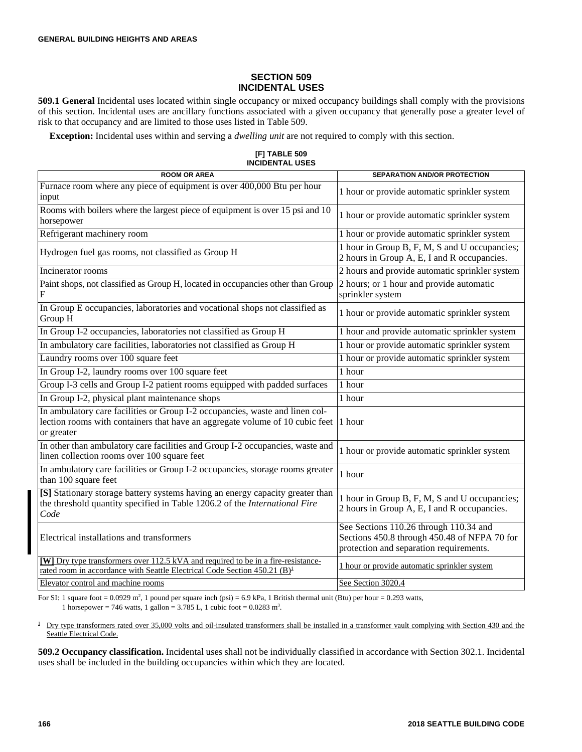## SECTION 509 INCIDENTAL USES

**509.1 General** Incidental uses located within single occupancy or mixed occupancy buildings shall comply with the provisions of this section. Incidental uses are ancillary functions associated with a given occupancy that generally pose a greater level of risk to that occupancy and are limited to those uses listed in Table 509.

**Exception:** Incidental uses within and serving a *dwelling unit* are not required to comply with this section.

**[F] TABLE 509 INCIDENTAL USES**

| ROOM OR AREA | SEPARATION AND/OR PROTECTION |
|---|---|
| Furnace room where any piece of equipment is over 400,000 Btu per hour input | 1 hour or provide automatic sprinkler system |
| Rooms with boilers where the largest piece of equipment is over 15 psi and 10 horsepower | 1 hour or provide automatic sprinkler system |
| Refrigerant machinery room | 1 hour or provide automatic sprinkler system |
| Hydrogen fuel gas rooms, not classified as Group H | 1 hour in Group B, F, M, S and U occupancies; 2 hours in Group A, E, I and R occupancies. |
| Incinerator rooms | 2 hours and provide automatic sprinkler system |
| Paint shops, not classified as Group H, located in occupancies other than Group F | 2 hours; or 1 hour and provide automatic sprinkler system |
| In Group E occupancies, laboratories and vocational shops not classified as Group H | 1 hour or provide automatic sprinkler system |
| In Group I-2 occupancies, laboratories not classified as Group H | 1 hour and provide automatic sprinkler system |
| In ambulatory care facilities, laboratories not classified as Group H | 1 hour or provide automatic sprinkler system |
| Laundry rooms over 100 square feet | 1 hour or provide automatic sprinkler system |
| In Group I-2, laundry rooms over 100 square feet | 1 hour |
| Group I-3 cells and Group I-2 patient rooms equipped with padded surfaces | 1 hour |
| In Group I-2, physical plant maintenance shops | 1 hour |
| In ambulatory care facilities or Group I-2 occupancies, waste and linen collection rooms with containers that have an aggregate volume of 10 cubic feet or greater | 1 hour |
| In other than ambulatory care facilities and Group I-2 occupancies, waste and linen collection rooms over 100 square feet | 1 hour or provide automatic sprinkler system |
| In ambulatory care facilities or Group I-2 occupancies, storage rooms greater than 100 square feet | 1 hour |
| **[S]** Stationary storage battery systems having an energy capacity greater than the threshold quantity specified in Table 1206.2 of the *International Fire Code* | 1 hour in Group B, F, M, S and U occupancies; 2 hours in Group A, E, I and R occupancies. |
| Electrical installations and transformers | See Sections 110.26 through 110.34 and Sections 450.8 through 450.48 of NFPA 70 for protection and separation requirements. |
| **[W]** Dry type transformers over 112.5 kVA and required to be in a fire-resistance-rated room in accordance with Seattle Electrical Code Section 450.21 (B)[1] | 1 hour or provide automatic sprinkler system |
| Elevator control and machine rooms | See Section 3020.4 |

For SI: 1 square foot = 0.0929 m², 1 pound per square inch (psi) = 6.9 kPa, 1 British thermal unit (Btu) per hour = 0.293 watts, 1 horsepower = 746 watts, 1 gallon = 3.785 L, 1 cubic foot = 0.0283 m³.

1. Dry type transformers rated over 35,000 volts and oil-insulated transformers shall be installed in a transformer vault complying with Section 430 and the Seattle Electrical Code.

**509.2 Occupancy classification.** Incidental uses shall not be individually classified in accordance with Section 302.1. Incidental uses shall be included in the building occupancies within which they are located.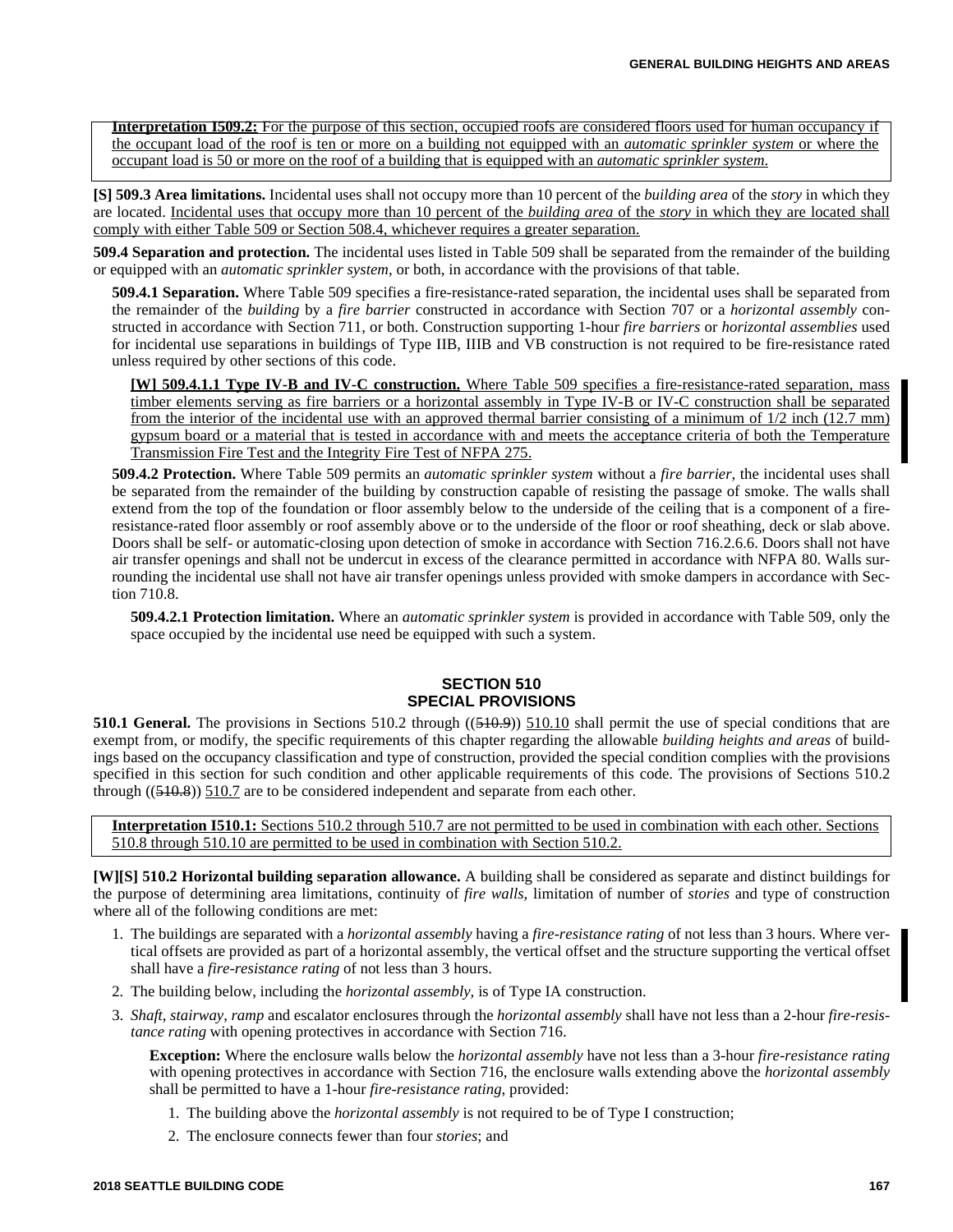**Interpretation I509.2:** For the purpose of this section, occupied roofs are considered floors used for human occupancy if the occupant load of the roof is ten or more on a building not equipped with an *automatic sprinkler system* or where the occupant load is 50 or more on the roof of a building that is equipped with an *automatic sprinkler system*.

**[S] 509.3 Area limitations.** Incidental uses shall not occupy more than 10 percent of the *building area* of the *story* in which they are located. Incidental uses that occupy more than 10 percent of the *building area* of the *story* in which they are located shall comply with either Table 509 or Section 508.4, whichever requires a greater separation.

**509.4 Separation and protection.** The incidental uses listed in Table 509 shall be separated from the remainder of the building or equipped with an *automatic sprinkler system*, or both, in accordance with the provisions of that table.

**509.4.1 Separation.** Where Table 509 specifies a fire-resistance-rated separation, the incidental uses shall be separated from the remainder of the *building* by a *fire barrier* constructed in accordance with Section 707 or a *horizontal assembly* constructed in accordance with Section 711, or both. Construction supporting 1-hour *fire barriers* or *horizontal assemblies* used for incidental use separations in buildings of Type IIB, IIIB and VB construction is not required to be fire-resistance rated unless required by other sections of this code.

**[W] 509.4.1.1 Type IV-B and IV-C construction.** Where Table 509 specifies a fire-resistance-rated separation, mass timber elements serving as fire barriers or a horizontal assembly in Type IV-B or IV-C construction shall be separated from the interior of the incidental use with an approved thermal barrier consisting of a minimum of 1/2 inch (12.7 mm) gypsum board or a material that is tested in accordance with and meets the acceptance criteria of both the Temperature Transmission Fire Test and the Integrity Fire Test of NFPA 275.

**509.4.2 Protection.** Where Table 509 permits an *automatic sprinkler system* without a *fire barrier*, the incidental uses shall be separated from the remainder of the building by construction capable of resisting the passage of smoke. The walls shall extend from the top of the foundation or floor assembly below to the underside of the ceiling that is a component of a fire-resistance-rated floor assembly or roof assembly above or to the underside of the floor or roof sheathing, deck or slab above. Doors shall be self- or automatic-closing upon detection of smoke in accordance with Section 716.2.6.6. Doors shall not have air transfer openings and shall not be undercut in excess of the clearance permitted in accordance with NFPA 80. Walls surrounding the incidental use shall not have air transfer openings unless provided with smoke dampers in accordance with Section 710.8.

**509.4.2.1 Protection limitation.** Where an *automatic sprinkler system* is provided in accordance with Table 509, only the space occupied by the incidental use need be equipped with such a system.

## SECTION 510
## SPECIAL PROVISIONS

**510.1 General.** The provisions in Sections 510.2 through ((~~510.9~~)) 510.10 shall permit the use of special conditions that are exempt from, or modify, the specific requirements of this chapter regarding the allowable *building heights and areas* of buildings based on the occupancy classification and type of construction, provided the special condition complies with the provisions specified in this section for such condition and other applicable requirements of this code. The provisions of Sections 510.2 through ((~~510.8~~)) 510.7 are to be considered independent and separate from each other.

**Interpretation I510.1:** Sections 510.2 through 510.7 are not permitted to be used in combination with each other. Sections 510.8 through 510.10 are permitted to be used in combination with Section 510.2.

**[W][S] 510.2 Horizontal building separation allowance.** A building shall be considered as separate and distinct buildings for the purpose of determining area limitations, continuity of *fire walls*, limitation of number of *stories* and type of construction where all of the following conditions are met:

1. The buildings are separated with a *horizontal assembly* having a *fire-resistance rating* of not less than 3 hours. Where vertical offsets are provided as part of a horizontal assembly, the vertical offset and the structure supporting the vertical offset shall have a *fire-resistance rating* of not less than 3 hours.
2. The building below, including the *horizontal assembly*, is of Type IA construction.
3. *Shaft*, *stairway*, *ramp* and escalator enclosures through the *horizontal assembly* shall have not less than a 2-hour *fire-resistance rating* with opening protectives in accordance with Section 716.

   **Exception:** Where the enclosure walls below the *horizontal assembly* have not less than a 3-hour *fire-resistance rating* with opening protectives in accordance with Section 716, the enclosure walls extending above the *horizontal assembly* shall be permitted to have a 1-hour *fire-resistance rating*, provided:

   1. The building above the *horizontal assembly* is not required to be of Type I construction;
   2. The enclosure connects fewer than four *stories*; and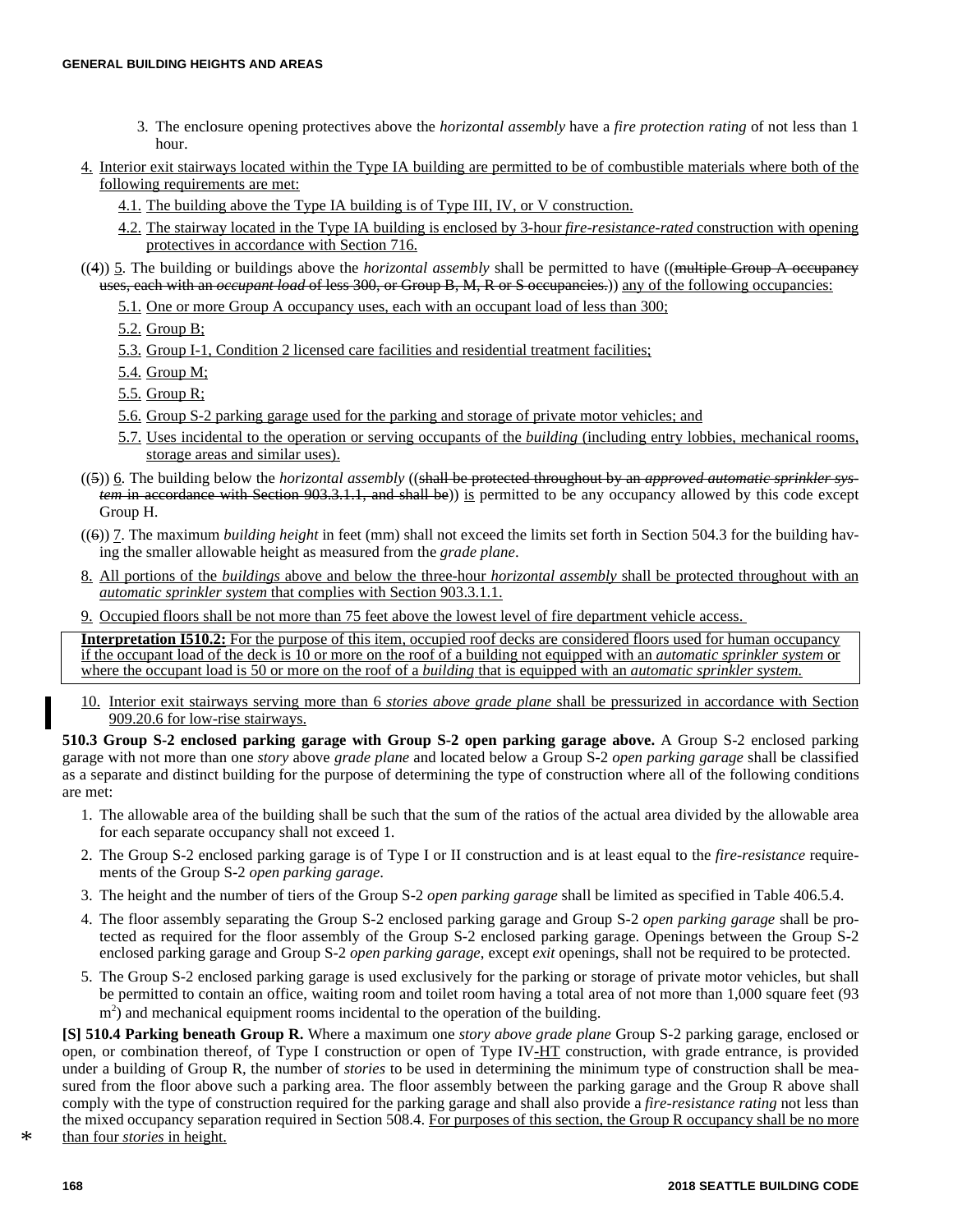3. The enclosure opening protectives above the *horizontal assembly* have a *fire protection rating* of not less than 1 hour.

4. Interior exit stairways located within the Type IA building are permitted to be of combustible materials where both of the following requirements are met:

   4.1. The building above the Type IA building is of Type III, IV, or V construction.

   4.2. The stairway located in the Type IA building is enclosed by 3-hour *fire-resistance-rated* construction with opening protectives in accordance with Section 716.

((4)) 5. The building or buildings above the *horizontal assembly* shall be permitted to have ((~~multiple Group A occupancy uses, each with an *occupant load* of less 300, or Group B, M, R or S occupancies.~~)) any of the following occupancies:

   5.1. One or more Group A occupancy uses, each with an occupant load of less than 300;

   5.2. Group B;

   5.3. Group I-1, Condition 2 licensed care facilities and residential treatment facilities;

   5.4. Group M;

   5.5. Group R;

   5.6. Group S-2 parking garage used for the parking and storage of private motor vehicles; and

   5.7. Uses incidental to the operation or serving occupants of the *building* (including entry lobbies, mechanical rooms, storage areas and similar uses).

((5)) 6. The building below the *horizontal assembly* ((~~shall be protected throughout by an *approved automatic sprinkler system* in accordance with Section 903.3.1.1, and shall be~~)) is permitted to be any occupancy allowed by this code except Group H.

((6)) 7. The maximum *building height* in feet (mm) shall not exceed the limits set forth in Section 504.3 for the building having the smaller allowable height as measured from the *grade plane*.

8. All portions of the *buildings* above and below the three-hour *horizontal assembly* shall be protected throughout with an *automatic sprinkler system* that complies with Section 903.3.1.1.

9. Occupied floors shall be not more than 75 feet above the lowest level of fire department vehicle access.

> **Interpretation I510.2:** For the purpose of this item, occupied roof decks are considered floors used for human occupancy if the occupant load of the deck is 10 or more on the roof of a building not equipped with an *automatic sprinkler system* or where the occupant load is 50 or more on the roof of a *building* that is equipped with an *automatic sprinkler system.*

10. Interior exit stairways serving more than 6 *stories above grade plane* shall be pressurized in accordance with Section 909.20.6 for low-rise stairways.

**510.3 Group S-2 enclosed parking garage with Group S-2 open parking garage above.** A Group S-2 enclosed parking garage with not more than one *story* above *grade plane* and located below a Group S-2 *open parking garage* shall be classified as a separate and distinct building for the purpose of determining the type of construction where all of the following conditions are met:

1. The allowable area of the building shall be such that the sum of the ratios of the actual area divided by the allowable area for each separate occupancy shall not exceed 1.
2. The Group S-2 enclosed parking garage is of Type I or II construction and is at least equal to the *fire-resistance* requirements of the Group S-2 *open parking garage*.
3. The height and the number of tiers of the Group S-2 *open parking garage* shall be limited as specified in Table 406.5.4.
4. The floor assembly separating the Group S-2 enclosed parking garage and Group S-2 *open parking garage* shall be protected as required for the floor assembly of the Group S-2 enclosed parking garage. Openings between the Group S-2 enclosed parking garage and Group S-2 *open parking garage*, except *exit* openings, shall not be required to be protected.
5. The Group S-2 enclosed parking garage is used exclusively for the parking or storage of private motor vehicles, but shall be permitted to contain an office, waiting room and toilet room having a total area of not more than 1,000 square feet (93 $m^2$) and mechanical equipment rooms incidental to the operation of the building.

**[S] 510.4 Parking beneath Group R.** Where a maximum one *story above grade plane* Group S-2 parking garage, enclosed or open, or combination thereof, of Type I construction or open of Type IV-HT construction, with grade entrance, is provided under a building of Group R, the number of *stories* to be used in determining the minimum type of construction shall be measured from the floor above such a parking area. The floor assembly between the parking garage and the Group R above shall comply with the type of construction required for the parking garage and shall also provide a *fire-resistance rating* not less than the mixed occupancy separation required in Section 508.4. For purposes of this section, the Group R occupancy shall be no more than four *stories* in height.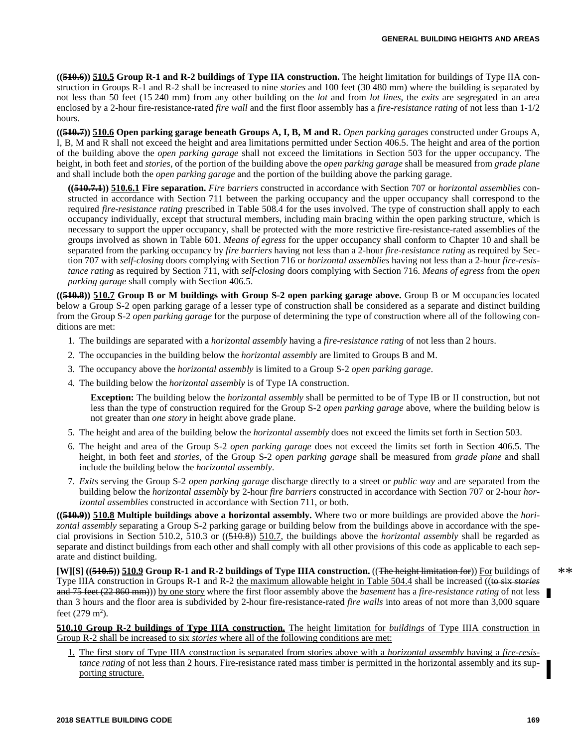**((~~510.6~~)) <u>510.5</u> Group R-1 and R-2 buildings of Type IIA construction.** The height limitation for buildings of Type IIA construction in Groups R-1 and R-2 shall be increased to nine *stories* and 100 feet (30 480 mm) where the building is separated by not less than 50 feet (15 240 mm) from any other building on the *lot* and from *lot lines,* the *exits* are segregated in an area enclosed by a 2-hour fire-resistance-rated *fire wall* and the first floor assembly has a *fire-resistance rating* of not less than 1-1/2 hours.

**((~~510.7~~)) <u>510.6</u> Open parking garage beneath Groups A, I, B, M and R.** *Open parking garages* constructed under Groups A, I, B, M and R shall not exceed the height and area limitations permitted under Section 406.5. The height and area of the portion of the building above the *open parking garage* shall not exceed the limitations in Section 503 for the upper occupancy. The height, in both feet and *stories*, of the portion of the building above the *open parking garage* shall be measured from *grade plane* and shall include both the *open parking garage* and the portion of the building above the parking garage.

**((~~510.7.1~~)) <u>510.6.1</u> Fire separation.** *Fire barriers* constructed in accordance with Section 707 or *horizontal assemblies* constructed in accordance with Section 711 between the parking occupancy and the upper occupancy shall correspond to the required *fire-resistance rating* prescribed in Table 508.4 for the uses involved. The type of construction shall apply to each occupancy individually, except that structural members, including main bracing within the open parking structure, which is necessary to support the upper occupancy, shall be protected with the more restrictive fire-resistance-rated assemblies of the groups involved as shown in Table 601. *Means of egress* for the upper occupancy shall conform to Chapter 10 and shall be separated from the parking occupancy by *fire barriers* having not less than a 2-hour *fire-resistance rating* as required by Section 707 with *self-closing* doors complying with Section 716 or *horizontal assemblies* having not less than a 2-hour *fire-resistance rating* as required by Section 711, with *self-closing* doors complying with Section 716. *Means of egress* from the *open parking garage* shall comply with Section 406.5.

**((~~510.8~~)) <u>510.7</u> Group B or M buildings with Group S-2 open parking garage above.** Group B or M occupancies located below a Group S-2 open parking garage of a lesser type of construction shall be considered as a separate and distinct building from the Group S-2 *open parking garage* for the purpose of determining the type of construction where all of the following conditions are met:

1. The buildings are separated with a *horizontal assembly* having a *fire-resistance rating* of not less than 2 hours.
2. The occupancies in the building below the *horizontal assembly* are limited to Groups B and M.
3. The occupancy above the *horizontal assembly* is limited to a Group S-2 *open parking garage*.
4. The building below the *horizontal assembly* is of Type IA construction.

   **Exception:** The building below the *horizontal assembly* shall be permitted to be of Type IB or II construction, but not less than the type of construction required for the Group S-2 *open parking garage* above, where the building below is not greater than *one story* in height above grade plane.

5. The height and area of the building below the *horizontal assembly* does not exceed the limits set forth in Section 503.
6. The height and area of the Group S-2 *open parking garage* does not exceed the limits set forth in Section 406.5. The height, in both feet and *stories*, of the Group S-2 *open parking garage* shall be measured from *grade plane* and shall include the building below the *horizontal assembly*.
7. *Exits* serving the Group S-2 *open parking garage* discharge directly to a street or *public way* and are separated from the building below the *horizontal assembly* by 2-hour *fire barriers* constructed in accordance with Section 707 or 2-hour *horizontal assemblies* constructed in accordance with Section 711, or both.

**((~~510.9~~)) <u>510.8</u> Multiple buildings above a horizontal assembly.** Where two or more buildings are provided above the *horizontal assembly* separating a Group S-2 parking garage or building below from the buildings above in accordance with the special provisions in Section 510.2, 510.3 or ((~~510.8~~)) <u>510.7</u>, the buildings above the *horizontal assembly* shall be regarded as separate and distinct buildings from each other and shall comply with all other provisions of this code as applicable to each separate and distinct building.

**[W][S] ((~~510.5~~)) <u>510.9</u> Group R-1 and R-2 buildings of Type IIIA construction.** ((~~The height limitation for~~)) <u>For</u> buildings of Type IIIA construction in Groups R-1 and R-2 <u>the maximum allowable height in Table 504.4</u> shall be increased ((~~to six *stories* and 75 feet (22 860 mm)~~)) <u>by one story</u> where the first floor assembly above the *basement* has a *fire-resistance rating* of not less than 3 hours and the floor area is subdivided by 2-hour fire-resistance-rated *fire walls* into areas of not more than 3,000 square feet (279 m$^2$).

**<u>510.10 Group R-2 buildings of Type IIIA construction.</u>** <u>The height limitation for *buildings* of Type IIIA construction in Group R-2 shall be increased to six *stories* where all of the following conditions are met:</u>

1. <u>The first story of Type IIIA construction is separated from stories above with a *horizontal assembly* having a *fire-resistance rating* of not less than 2 hours. Fire-resistance rated mass timber is permitted in the horizontal assembly and its supporting structure.</u>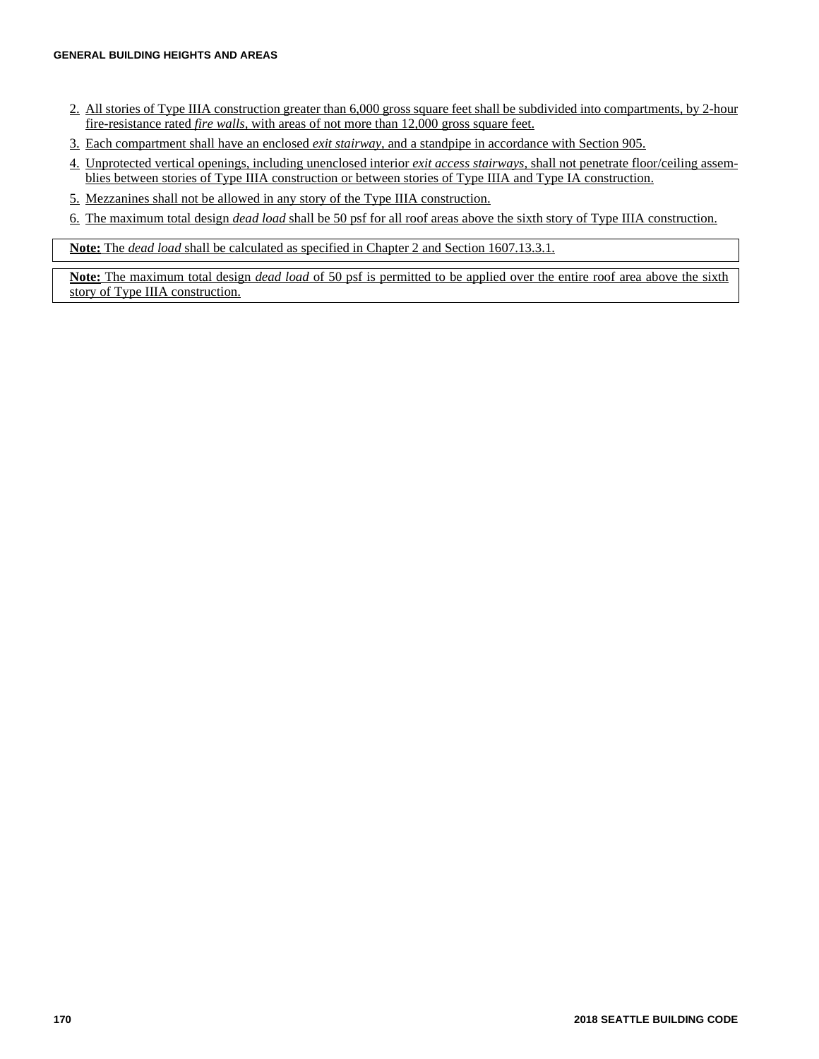2. All stories of Type IIIA construction greater than 6,000 gross square feet shall be subdivided into compartments, by 2-hour fire-resistance rated *fire walls*, with areas of not more than 12,000 gross square feet.
3. Each compartment shall have an enclosed *exit stairway*, and a standpipe in accordance with Section 905.
4. Unprotected vertical openings, including unenclosed interior *exit access stairways*, shall not penetrate floor/ceiling assemblies between stories of Type IIIA construction or between stories of Type IIIA and Type IA construction.
5. Mezzanines shall not be allowed in any story of the Type IIIA construction.
6. The maximum total design *dead load* shall be 50 psf for all roof areas above the sixth story of Type IIIA construction.

**Note:** The *dead load* shall be calculated as specified in Chapter 2 and Section 1607.13.3.1.

**Note:** The maximum total design *dead load* of 50 psf is permitted to be applied over the entire roof area above the sixth story of Type IIIA construction.